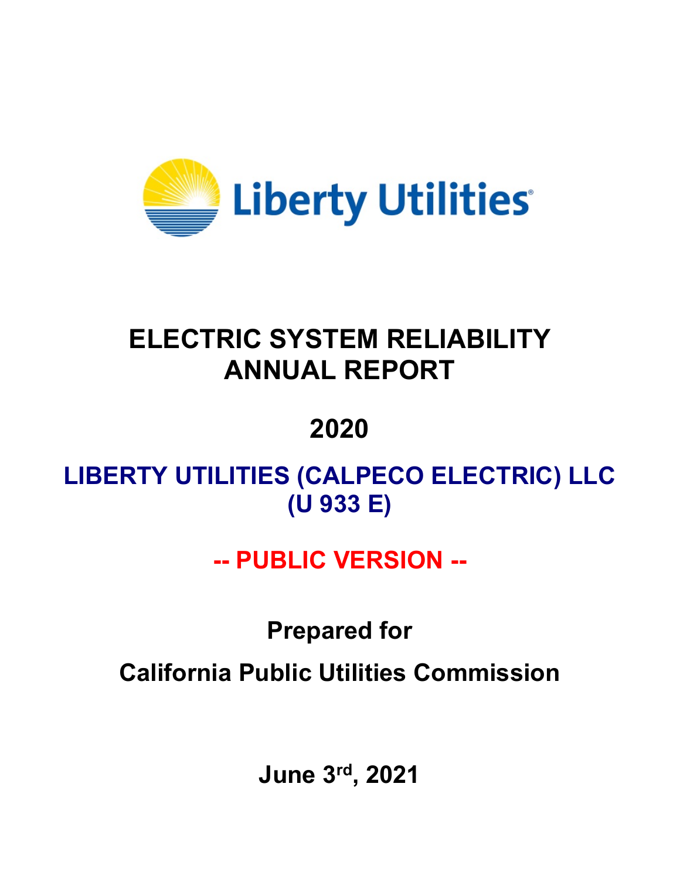Liberty Utilities

# ELECTRIC SYSTEM RELIABILITY ANNUAL REPORT

# 2020

## LIBERTY UTILITIES (CALPECO ELECTRIC) LLC (U 933 E)

## -- PUBLIC VERSION --

**Prepared for**

**California Public Utilities Commission**

**June 3rd, 2021**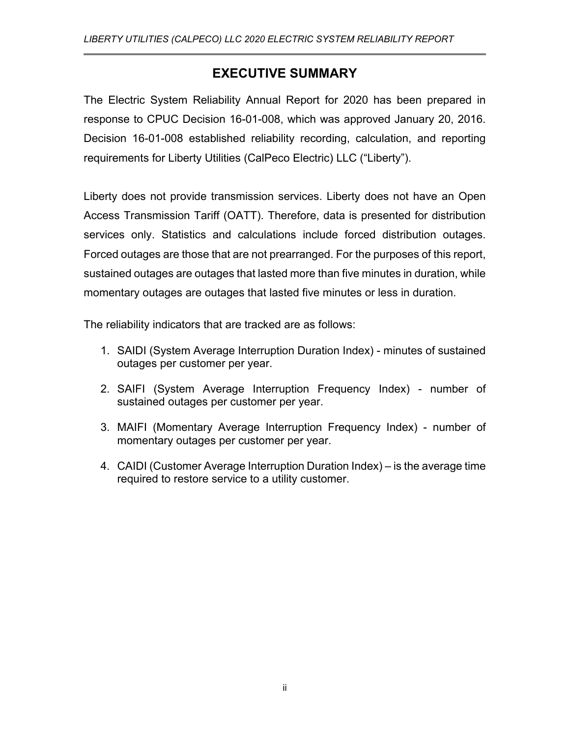# EXECUTIVE SUMMARY

The Electric System Reliability Annual Report for 2020 has been prepared in response to CPUC Decision 16-01-008, which was approved January 20, 2016. Decision 16-01-008 established reliability recording, calculation, and reporting requirements for Liberty Utilities (CalPeco Electric) LLC ("Liberty").

Liberty does not provide transmission services. Liberty does not have an Open Access Transmission Tariff (OATT). Therefore, data is presented for distribution services only. Statistics and calculations include forced distribution outages. Forced outages are those that are not prearranged. For the purposes of this report, sustained outages are outages that lasted more than five minutes in duration, while momentary outages are outages that lasted five minutes or less in duration.

The reliability indicators that are tracked are as follows:

1. SAIDI (System Average Interruption Duration Index) - minutes of sustained outages per customer per year.
2. SAIFI (System Average Interruption Frequency Index) - number of sustained outages per customer per year.
3. MAIFI (Momentary Average Interruption Frequency Index) - number of momentary outages per customer per year.
4. CAIDI (Customer Average Interruption Duration Index) – is the average time required to restore service to a utility customer.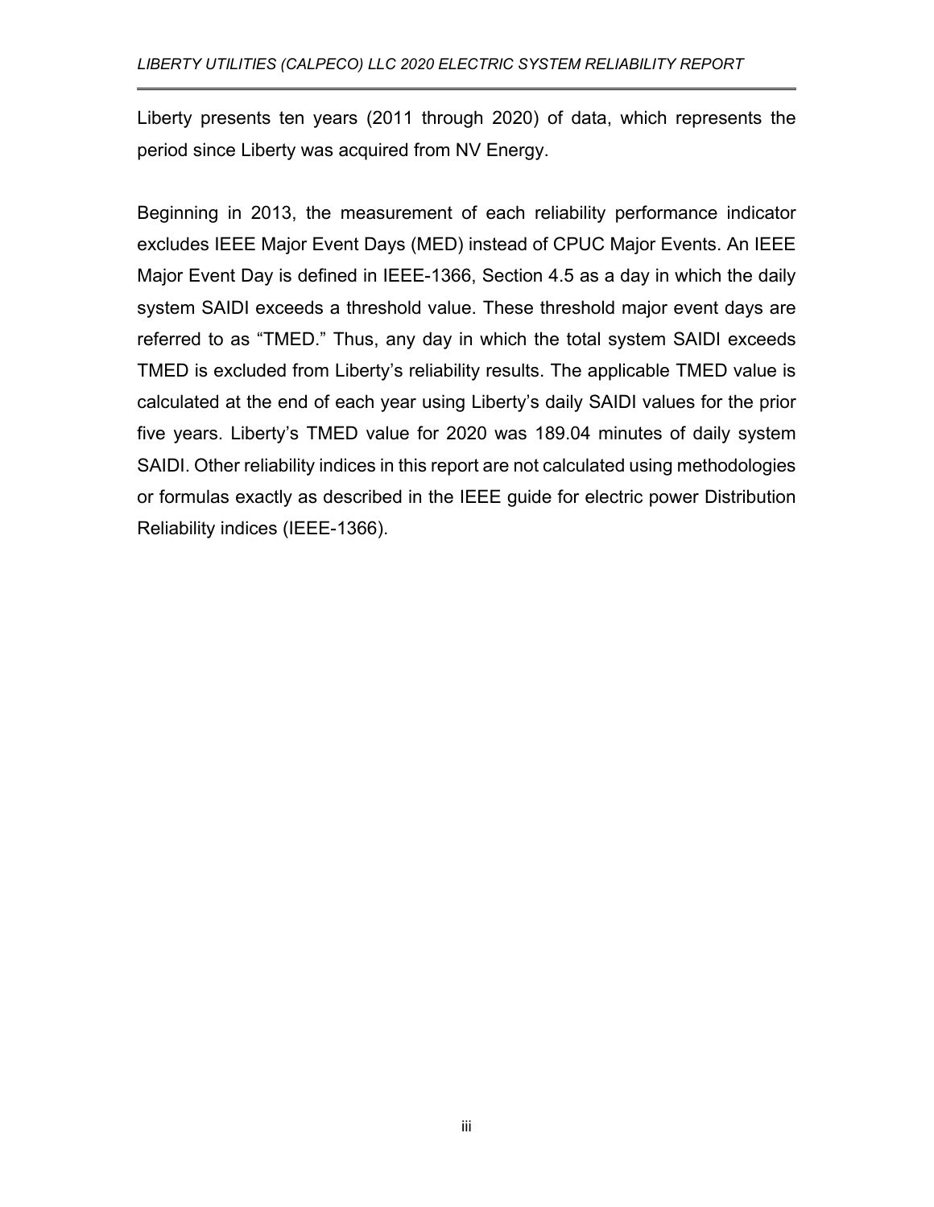Liberty presents ten years (2011 through 2020) of data, which represents the period since Liberty was acquired from NV Energy.

Beginning in 2013, the measurement of each reliability performance indicator excludes IEEE Major Event Days (MED) instead of CPUC Major Events. An IEEE Major Event Day is defined in IEEE-1366, Section 4.5 as a day in which the daily system SAIDI exceeds a threshold value. These threshold major event days are referred to as "TMED." Thus, any day in which the total system SAIDI exceeds TMED is excluded from Liberty's reliability results. The applicable TMED value is calculated at the end of each year using Liberty's daily SAIDI values for the prior five years. Liberty's TMED value for 2020 was 189.04 minutes of daily system SAIDI. Other reliability indices in this report are not calculated using methodologies or formulas exactly as described in the IEEE guide for electric power Distribution Reliability indices (IEEE-1366).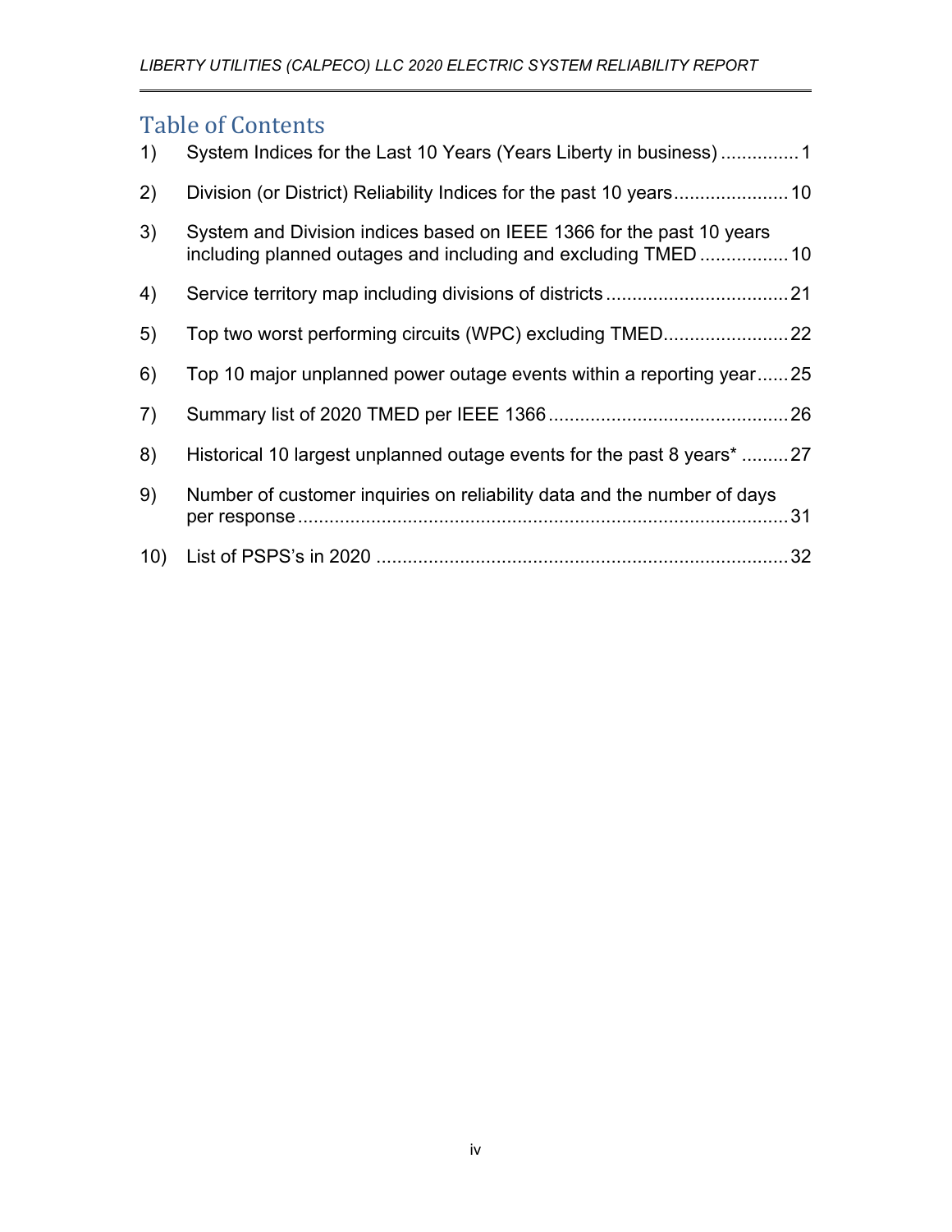## Table of Contents

1) System Indices for the Last 10 Years (Years Liberty in business) ............... 1

2) Division (or District) Reliability Indices for the past 10 years...................... 10

3) System and Division indices based on IEEE 1366 for the past 10 years including planned outages and including and excluding TMED ................. 10

4) Service territory map including divisions of districts ................................... 21

5) Top two worst performing circuits (WPC) excluding TMED........................ 22

6) Top 10 major unplanned power outage events within a reporting year...... 25

7) Summary list of 2020 TMED per IEEE 1366 .............................................. 26

8) Historical 10 largest unplanned outage events for the past 8 years* ......... 27

9) Number of customer inquiries on reliability data and the number of days per response .............................................................................................. 31

10) List of PSPS's in 2020 ............................................................................... 32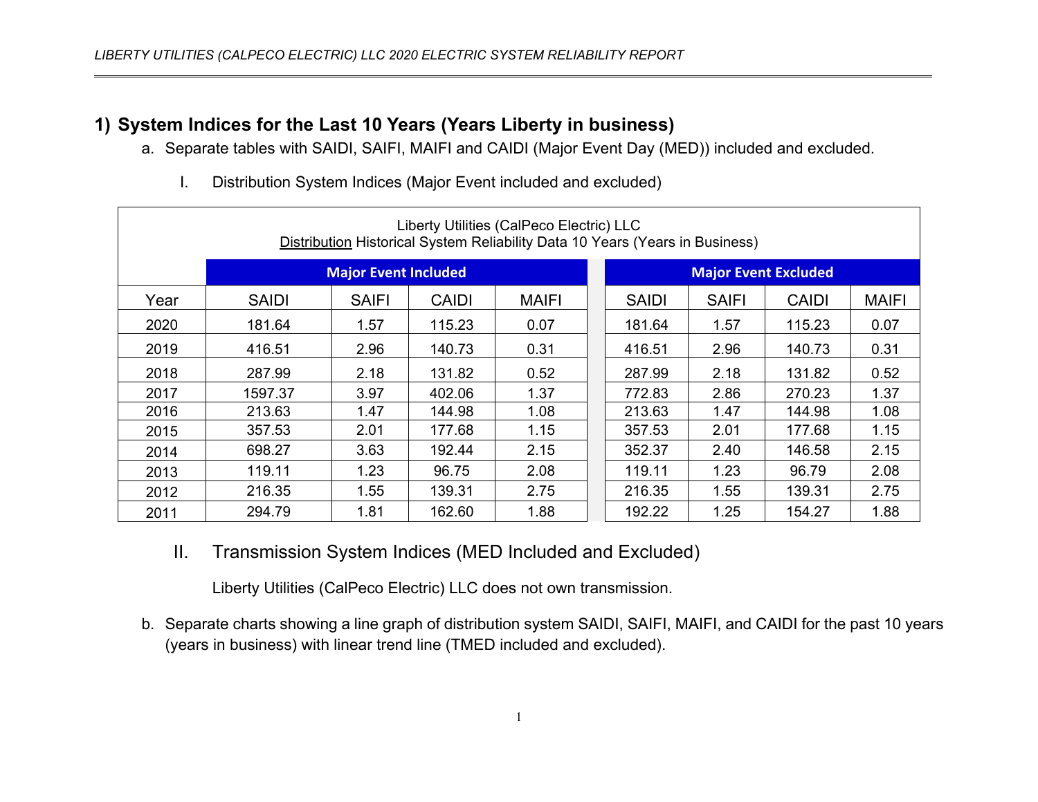## 1) System Indices for the Last 10 Years (Years Liberty in business)

a. Separate tables with SAIDI, SAIFI, MAIFI and CAIDI (Major Event Day (MED)) included and excluded.

I. Distribution System Indices (Major Event included and excluded)

Liberty Utilities (CalPeco Electric) LLC
Distribution Historical System Reliability Data 10 Years (Years in Business)

| | Major Event Included | | | | Major Event Excluded | | | |
|---|---|---|---|---|---|---|---|---|
| Year | SAIDI | SAIFI | CAIDI | MAIFI | SAIDI | SAIFI | CAIDI | MAIFI |
| 2020 | 181.64 | 1.57 | 115.23 | 0.07 | 181.64 | 1.57 | 115.23 | 0.07 |
| 2019 | 416.51 | 2.96 | 140.73 | 0.31 | 416.51 | 2.96 | 140.73 | 0.31 |
| 2018 | 287.99 | 2.18 | 131.82 | 0.52 | 287.99 | 2.18 | 131.82 | 0.52 |
| 2017 | 1597.37 | 3.97 | 402.06 | 1.37 | 772.83 | 2.86 | 270.23 | 1.37 |
| 2016 | 213.63 | 1.47 | 144.98 | 1.08 | 213.63 | 1.47 | 144.98 | 1.08 |
| 2015 | 357.53 | 2.01 | 177.68 | 1.15 | 357.53 | 2.01 | 177.68 | 1.15 |
| 2014 | 698.27 | 3.63 | 192.44 | 2.15 | 352.37 | 2.40 | 146.58 | 2.15 |
| 2013 | 119.11 | 1.23 | 96.75 | 2.08 | 119.11 | 1.23 | 96.79 | 2.08 |
| 2012 | 216.35 | 1.55 | 139.31 | 2.75 | 216.35 | 1.55 | 139.31 | 2.75 |
| 2011 | 294.79 | 1.81 | 162.60 | 1.88 | 192.22 | 1.25 | 154.27 | 1.88 |

II. Transmission System Indices (MED Included and Excluded)

Liberty Utilities (CalPeco Electric) LLC does not own transmission.

b. Separate charts showing a line graph of distribution system SAIDI, SAIFI, MAIFI, and CAIDI for the past 10 years (years in business) with linear trend line (TMED included and excluded).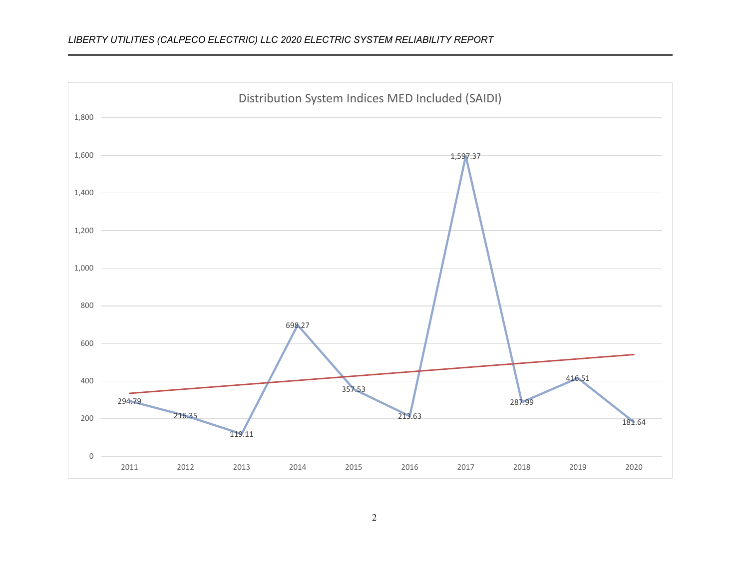Distribution System Indices MED Included (SAIDI)

| Year | SAIDI |
|---|---|
| 2011 | 294.79 |
| 2012 | 216.35 |
| 2013 | 119.11 |
| 2014 | 698.27 |
| 2015 | 357.53 |
| 2016 | 213.63 |
| 2017 | 1,597.37 |
| 2018 | 287.99 |
| 2019 | 416.51 |
| 2020 | 181.64 |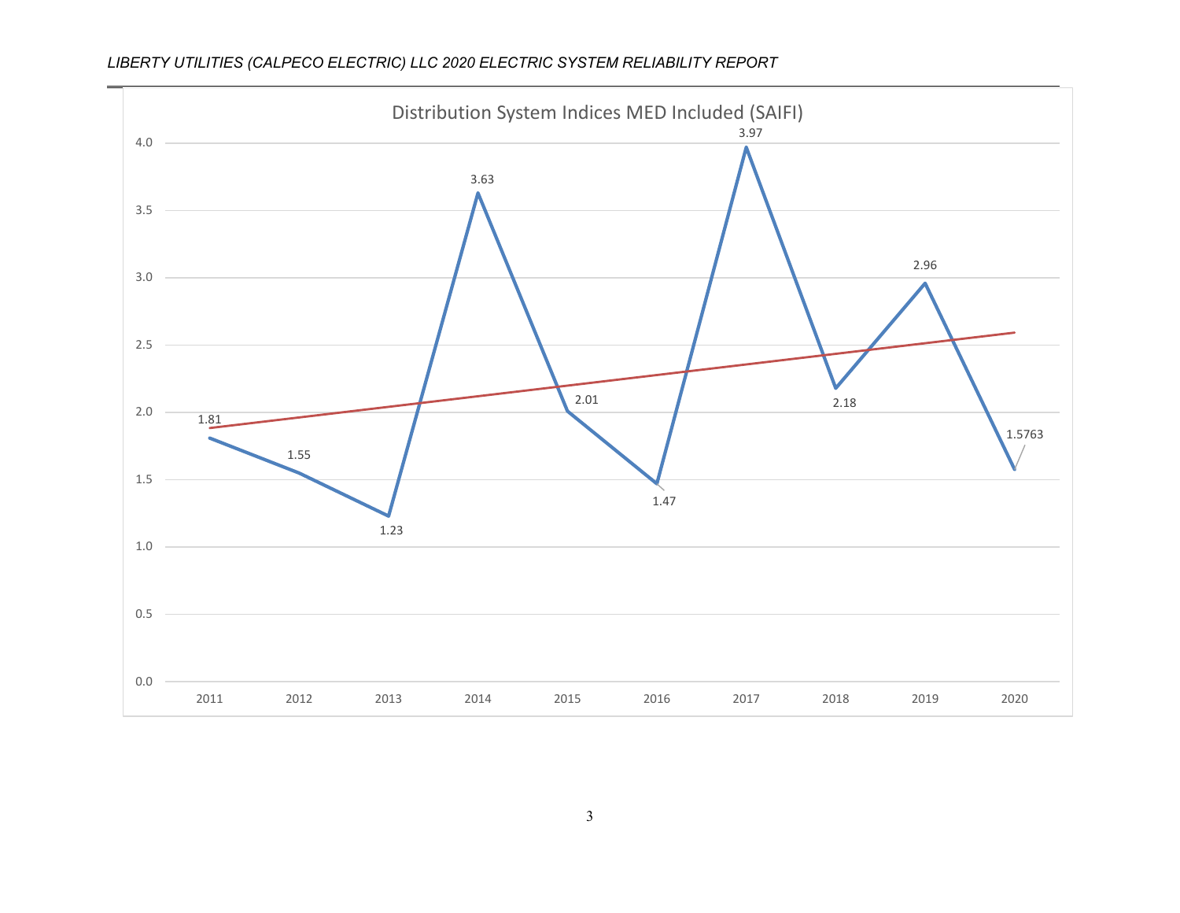Distribution System Indices MED Included (SAIFI)

| Year | SAIFI |
|---|---|
| 2011 | 1.81 |
| 2012 | 1.55 |
| 2013 | 1.23 |
| 2014 | 3.63 |
| 2015 | 2.01 |
| 2016 | 1.47 |
| 2017 | 3.97 |
| 2018 | 2.18 |
| 2019 | 2.96 |
| 2020 | 1.5763 |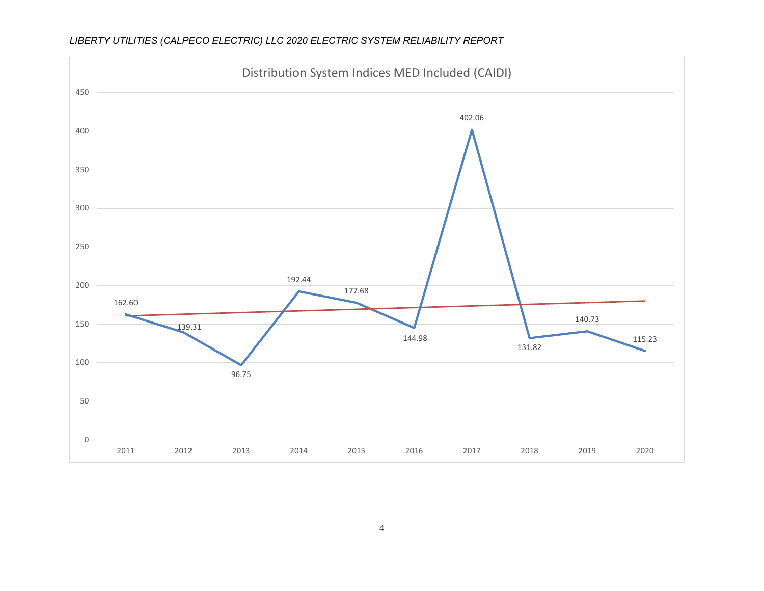## Distribution System Indices MED Included (CAIDI)

| Year | CAIDI |
|---|---|
| 2011 | 162.60 |
| 2012 | 139.31 |
| 2013 | 96.75 |
| 2014 | 192.44 |
| 2015 | 177.68 |
| 2016 | 144.98 |
| 2017 | 402.06 |
| 2018 | 131.82 |
| 2019 | 140.73 |
| 2020 | 115.23 |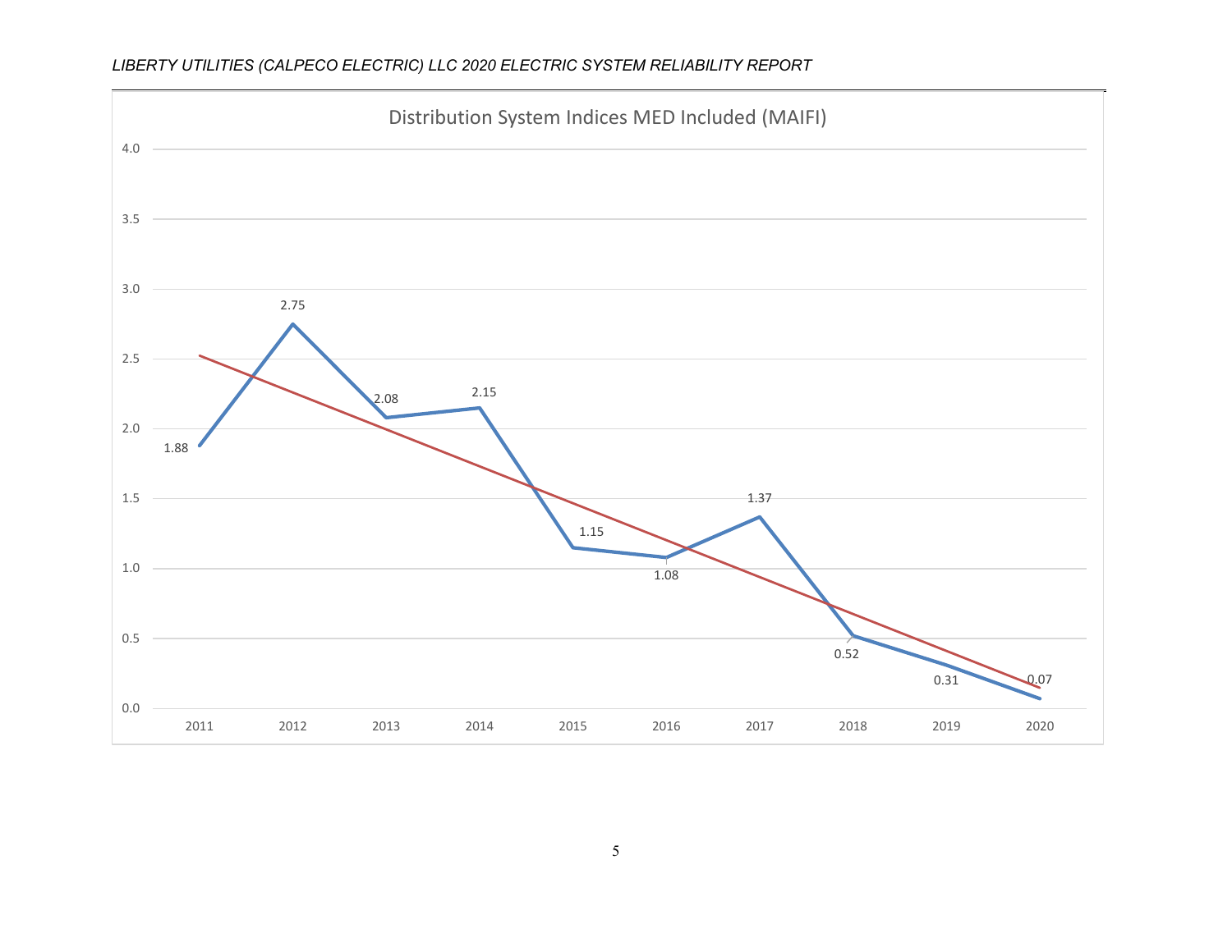Distribution System Indices MED Included (MAIFI)

| Year | MAIFI |
|---|---|
| 2011 | 1.88 |
| 2012 | 2.75 |
| 2013 | 2.08 |
| 2014 | 2.15 |
| 2015 | 1.15 |
| 2016 | 1.08 |
| 2017 | 1.37 |
| 2018 | 0.52 |
| 2019 | 0.31 |
| 2020 | 0.07 |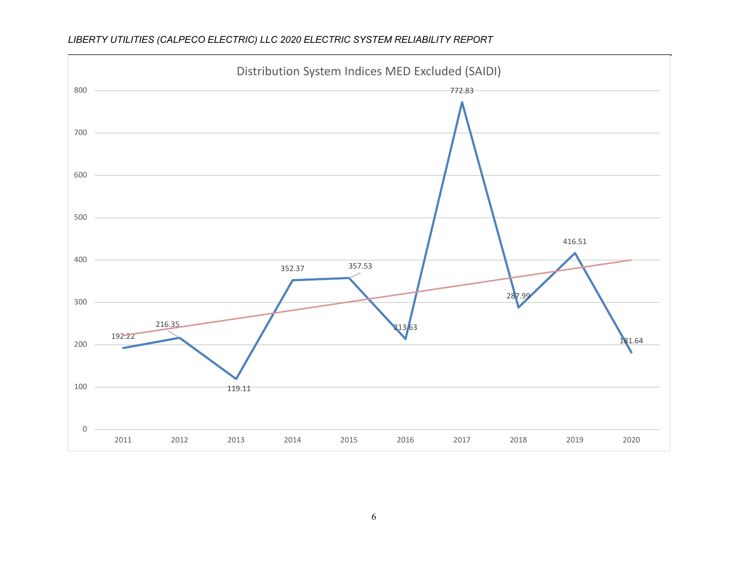Distribution System Indices MED Excluded (SAIDI)

| Year | SAIDI |
|---|---|
| 2011 | 192.22 |
| 2012 | 216.35 |
| 2013 | 119.11 |
| 2014 | 352.37 |
| 2015 | 357.53 |
| 2016 | 213.63 |
| 2017 | 772.83 |
| 2018 | 287.99 |
| 2019 | 416.51 |
| 2020 | 181.64 |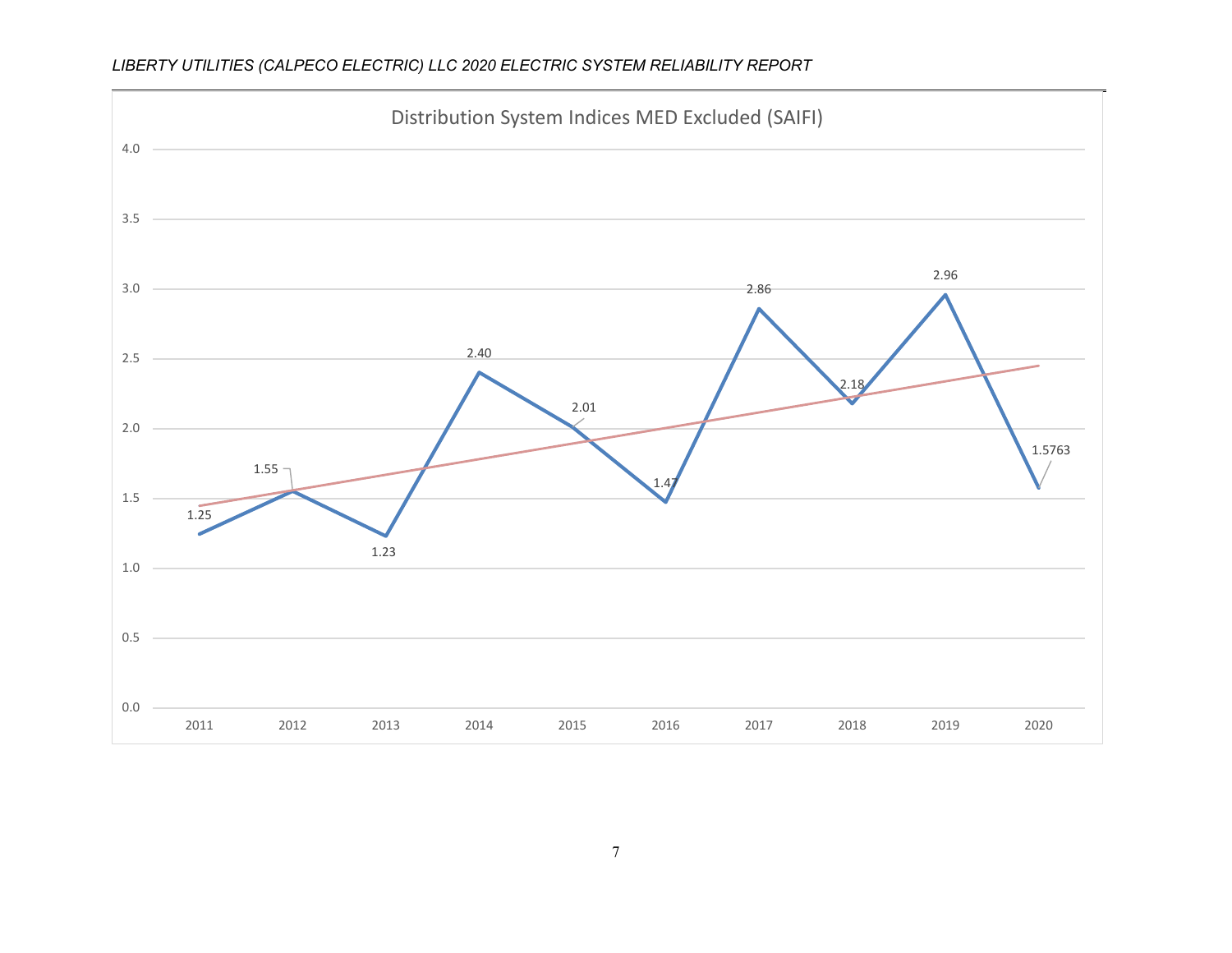## Distribution System Indices MED Excluded (SAIFI)

| Year | SAIFI |
|---|---|
| 2011 | 1.25 |
| 2012 | 1.55 |
| 2013 | 1.23 |
| 2014 | 2.40 |
| 2015 | 2.01 |
| 2016 | 1.47 |
| 2017 | 2.86 |
| 2018 | 2.18 |
| 2019 | 2.96 |
| 2020 | 1.5763 |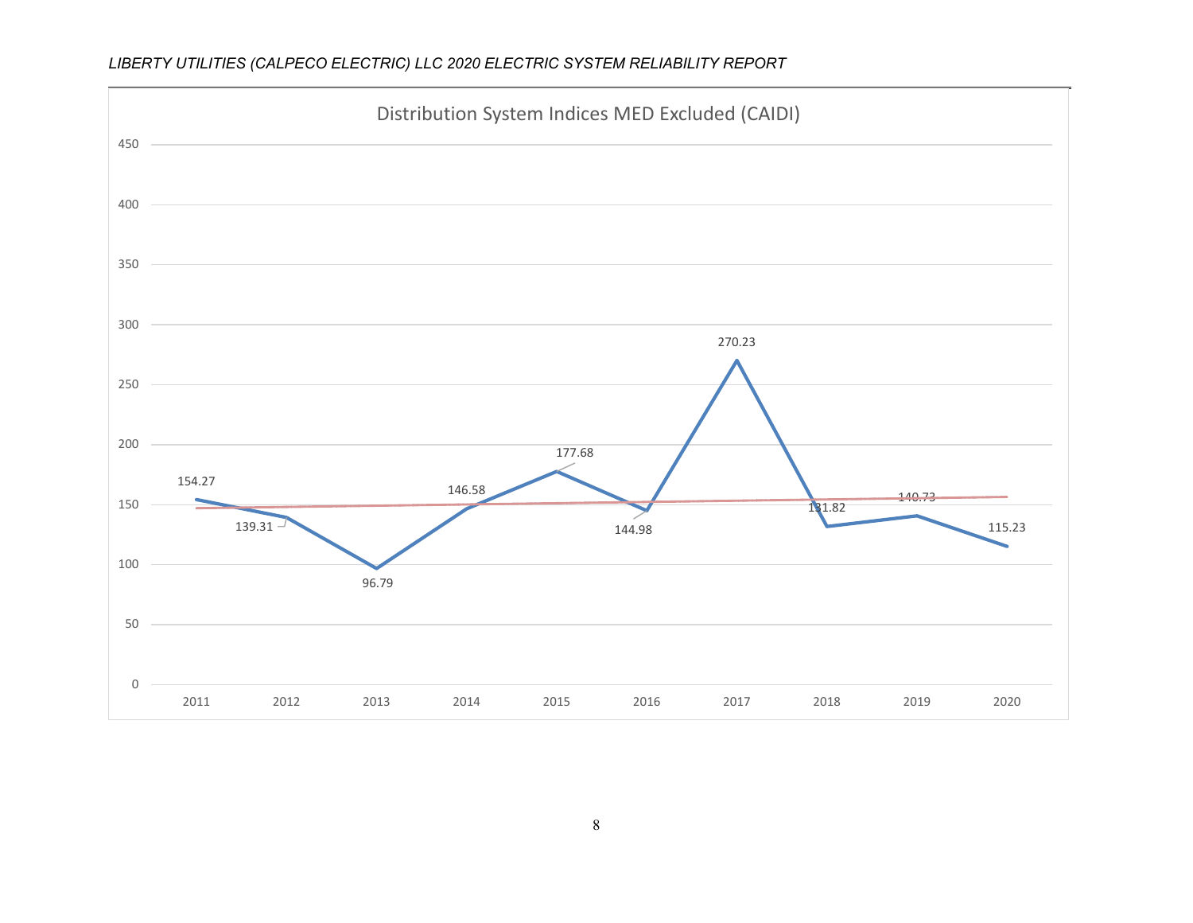Distribution System Indices MED Excluded (CAIDI)

| Year | CAIDI |
| --- | --- |
| 2011 | 154.27 |
| 2012 | 139.31 |
| 2013 | 96.79 |
| 2014 | 146.58 |
| 2015 | 177.68 |
| 2016 | 144.98 |
| 2017 | 270.23 |
| 2018 | 131.82 |
| 2019 | 140.73 |
| 2020 | 115.23 |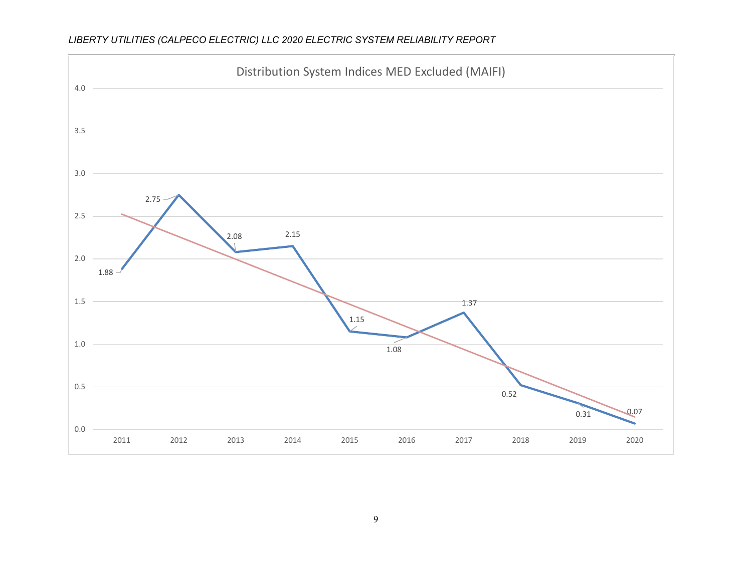Distribution System Indices MED Excluded (MAIFI)

| Year | MAIFI |
|---|---|
| 2011 | 1.88 |
| 2012 | 2.75 |
| 2013 | 2.08 |
| 2014 | 2.15 |
| 2015 | 1.15 |
| 2016 | 1.08 |
| 2017 | 1.37 |
| 2018 | 0.52 |
| 2019 | 0.31 |
| 2020 | 0.07 |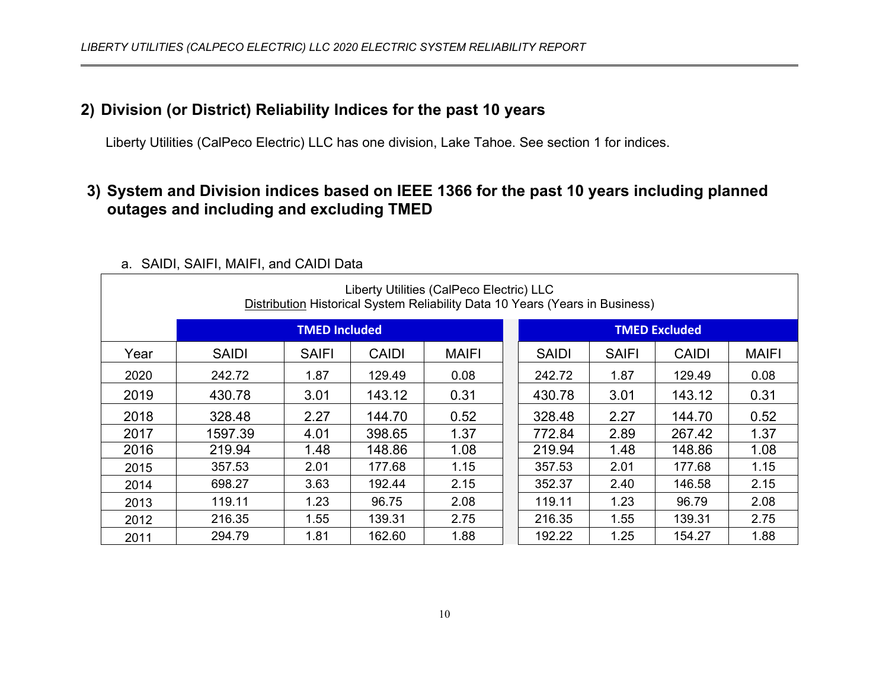## 2) Division (or District) Reliability Indices for the past 10 years

Liberty Utilities (CalPeco Electric) LLC has one division, Lake Tahoe. See section 1 for indices.

## 3) System and Division indices based on IEEE 1366 for the past 10 years including planned outages and including and excluding TMED

a. SAIDI, SAIFI, MAIFI, and CAIDI Data

Liberty Utilities (CalPeco Electric) LLC
Distribution Historical System Reliability Data 10 Years (Years in Business)

| | TMED Included | | | | TMED Excluded | | | |
|---|---|---|---|---|---|---|---|---|
| Year | SAIDI | SAIFI | CAIDI | MAIFI | SAIDI | SAIFI | CAIDI | MAIFI |
| 2020 | 242.72 | 1.87 | 129.49 | 0.08 | 242.72 | 1.87 | 129.49 | 0.08 |
| 2019 | 430.78 | 3.01 | 143.12 | 0.31 | 430.78 | 3.01 | 143.12 | 0.31 |
| 2018 | 328.48 | 2.27 | 144.70 | 0.52 | 328.48 | 2.27 | 144.70 | 0.52 |
| 2017 | 1597.39 | 4.01 | 398.65 | 1.37 | 772.84 | 2.89 | 267.42 | 1.37 |
| 2016 | 219.94 | 1.48 | 148.86 | 1.08 | 219.94 | 1.48 | 148.86 | 1.08 |
| 2015 | 357.53 | 2.01 | 177.68 | 1.15 | 357.53 | 2.01 | 177.68 | 1.15 |
| 2014 | 698.27 | 3.63 | 192.44 | 2.15 | 352.37 | 2.40 | 146.58 | 2.15 |
| 2013 | 119.11 | 1.23 | 96.75 | 2.08 | 119.11 | 1.23 | 96.79 | 2.08 |
| 2012 | 216.35 | 1.55 | 139.31 | 2.75 | 216.35 | 1.55 | 139.31 | 2.75 |
| 2011 | 294.79 | 1.81 | 162.60 | 1.88 | 192.22 | 1.25 | 154.27 | 1.88 |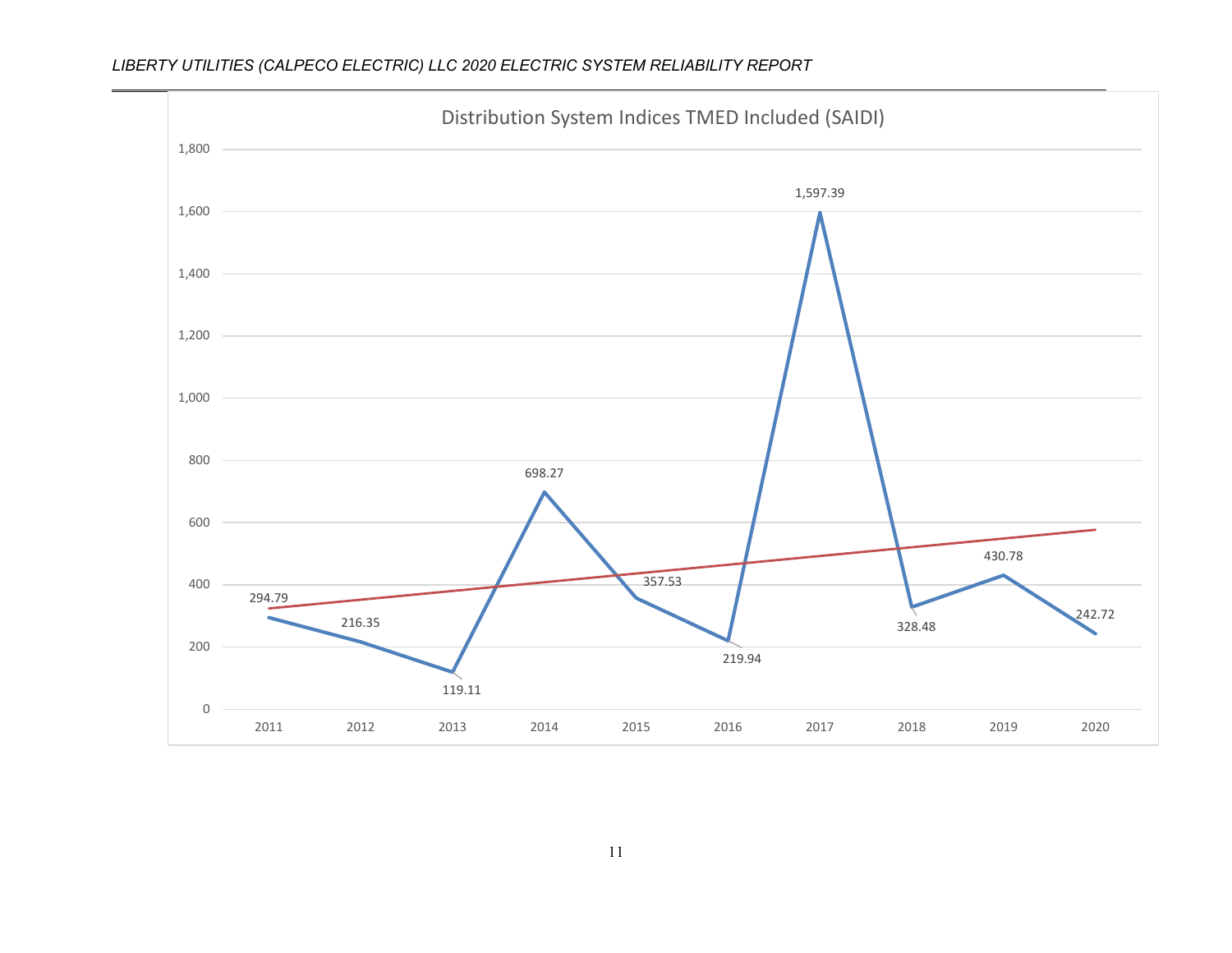## Distribution System Indices TMED Included (SAIDI)

| Year | SAIDI |
|---|---|
| 2011 | 294.79 |
| 2012 | 216.35 |
| 2013 | 119.11 |
| 2014 | 698.27 |
| 2015 | 357.53 |
| 2016 | 219.94 |
| 2017 | 1,597.39 |
| 2018 | 328.48 |
| 2019 | 430.78 |
| 2020 | 242.72 |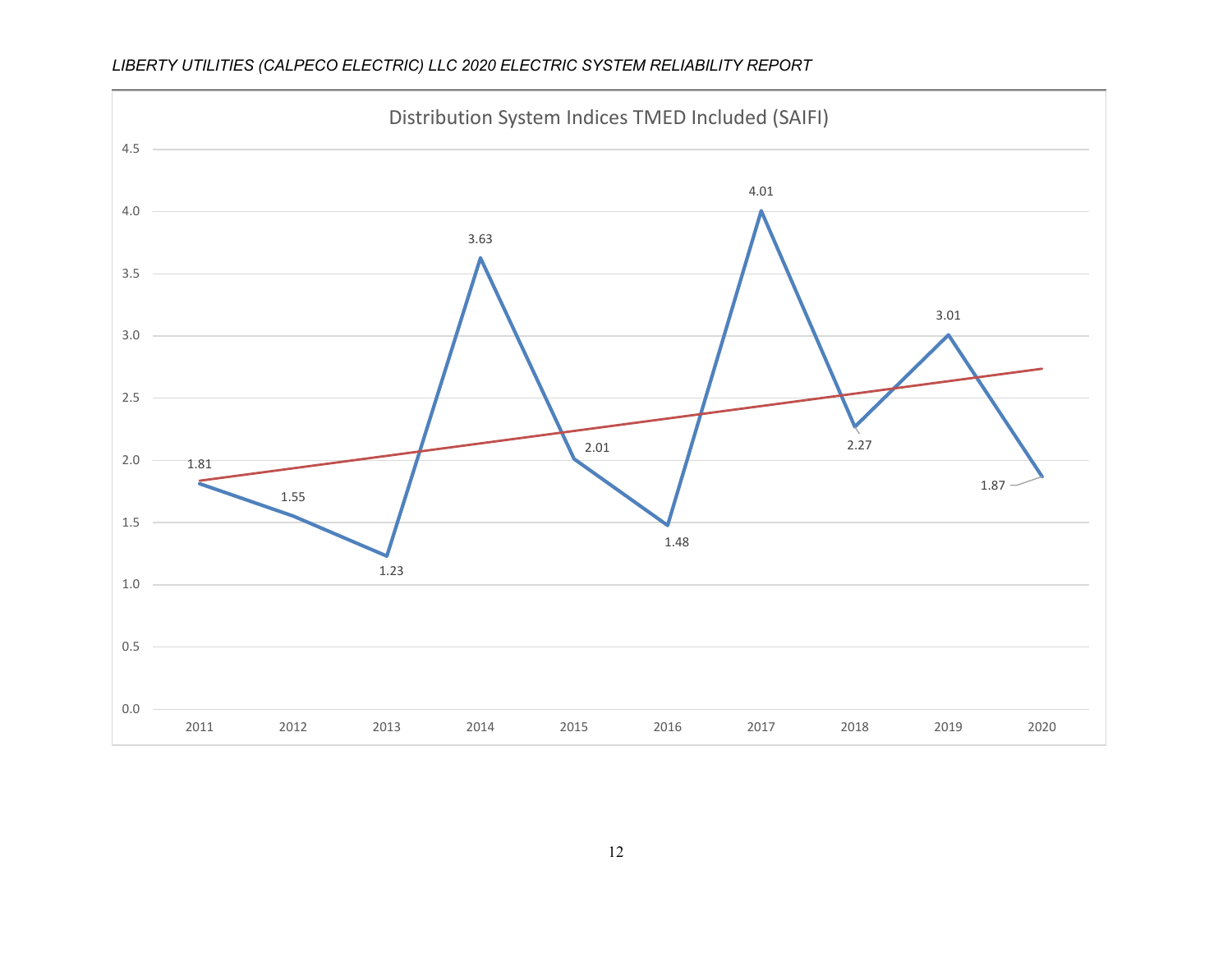## Distribution System Indices TMED Included (SAIFI)

| Year | SAIFI |
| --- | --- |
| 2011 | 1.81 |
| 2012 | 1.55 |
| 2013 | 1.23 |
| 2014 | 3.63 |
| 2015 | 2.01 |
| 2016 | 1.48 |
| 2017 | 4.01 |
| 2018 | 2.27 |
| 2019 | 3.01 |
| 2020 | 1.87 |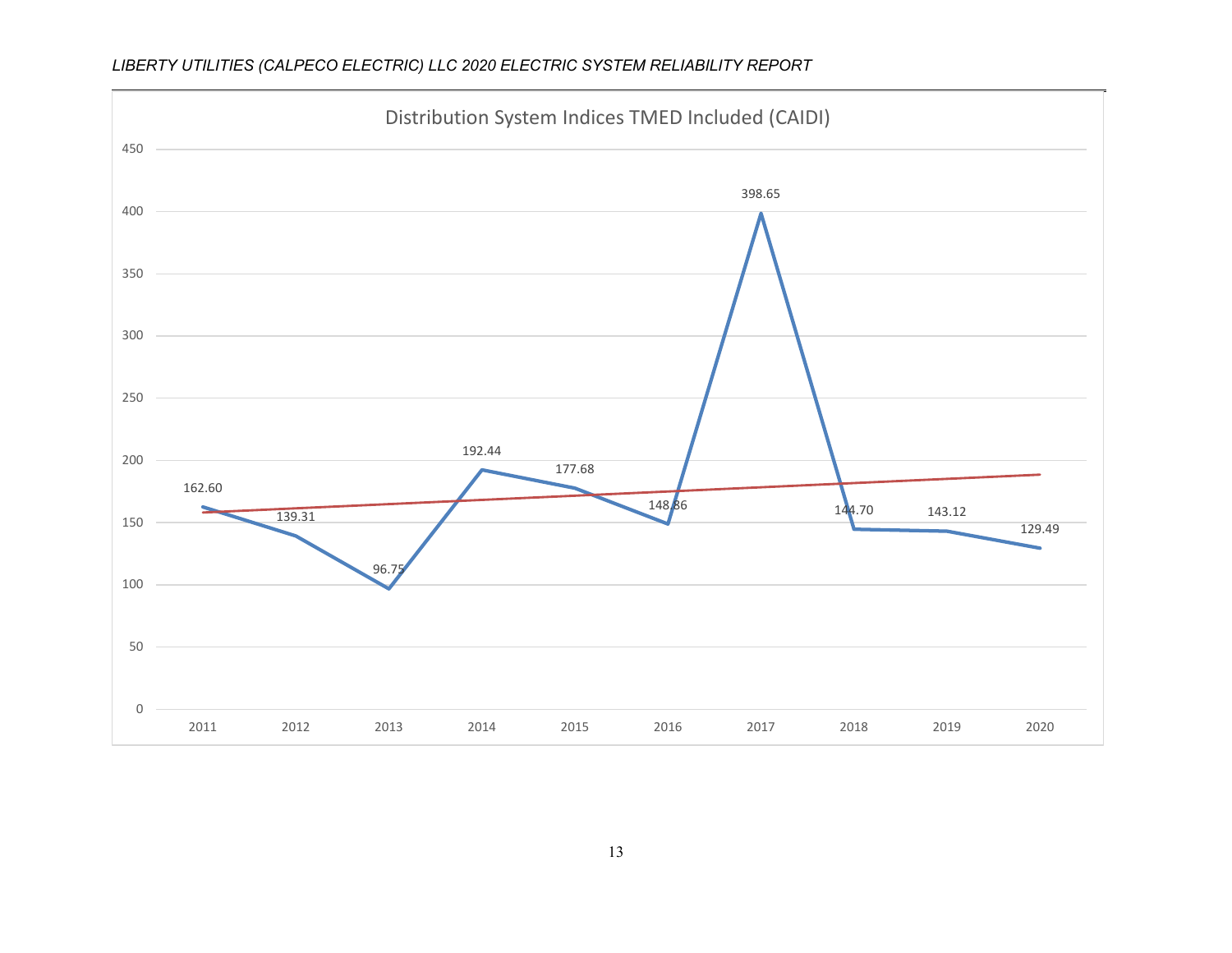Distribution System Indices TMED Included (CAIDI)

| Year | CAIDI |
|---|---|
| 2011 | 162.60 |
| 2012 | 139.31 |
| 2013 | 96.75 |
| 2014 | 192.44 |
| 2015 | 177.68 |
| 2016 | 148.86 |
| 2017 | 398.65 |
| 2018 | 144.70 |
| 2019 | 143.12 |
| 2020 | 129.49 |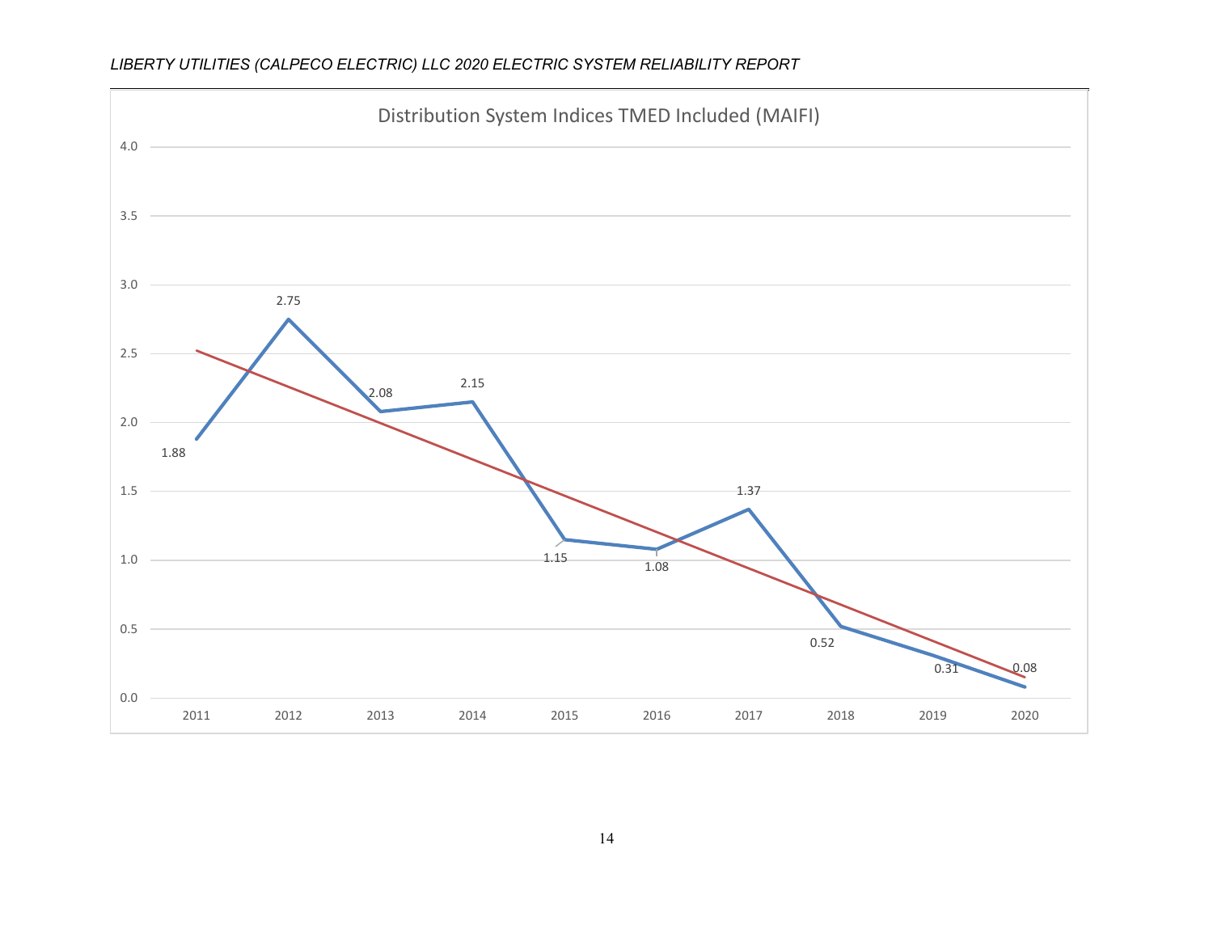Distribution System Indices TMED Included (MAIFI)

| Year | MAIFI |
|---|---|
| 2011 | 1.88 |
| 2012 | 2.75 |
| 2013 | 2.08 |
| 2014 | 2.15 |
| 2015 | 1.15 |
| 2016 | 1.08 |
| 2017 | 1.37 |
| 2018 | 0.52 |
| 2019 | 0.31 |
| 2020 | 0.08 |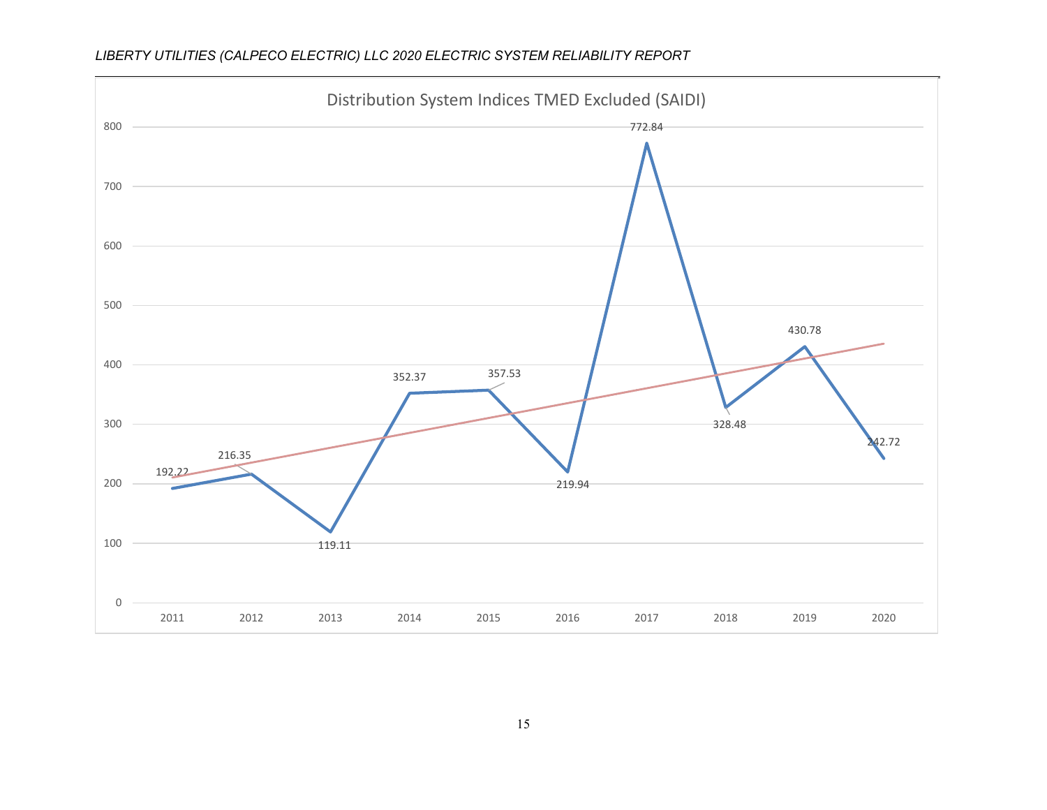Distribution System Indices TMED Excluded (SAIDI)

| Year | SAIDI |
| --- | --- |
| 2011 | 192.22 |
| 2012 | 216.35 |
| 2013 | 119.11 |
| 2014 | 352.37 |
| 2015 | 357.53 |
| 2016 | 219.94 |
| 2017 | 772.84 |
| 2018 | 328.48 |
| 2019 | 430.78 |
| 2020 | 242.72 |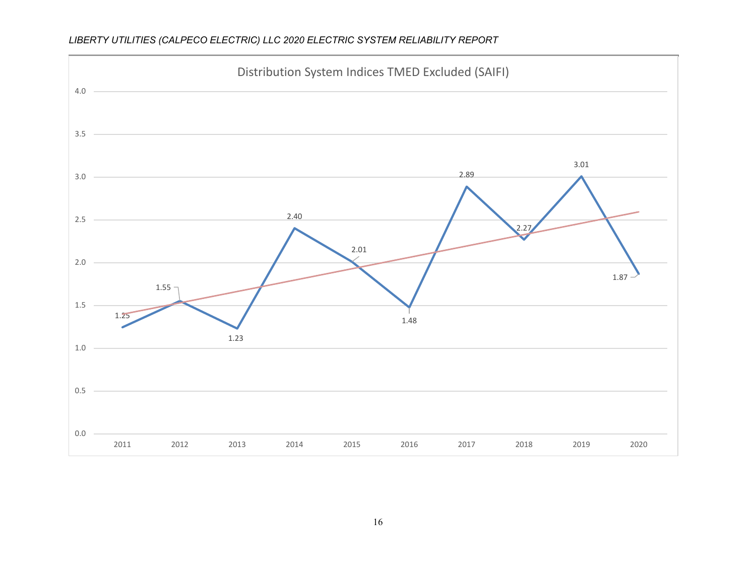**Distribution System Indices TMED Excluded (SAIFI)**

| Year | SAIFI |
|---|---|
| 2011 | 1.25 |
| 2012 | 1.55 |
| 2013 | 1.23 |
| 2014 | 2.40 |
| 2015 | 2.01 |
| 2016 | 1.48 |
| 2017 | 2.89 |
| 2018 | 2.27 |
| 2019 | 3.01 |
| 2020 | 1.87 |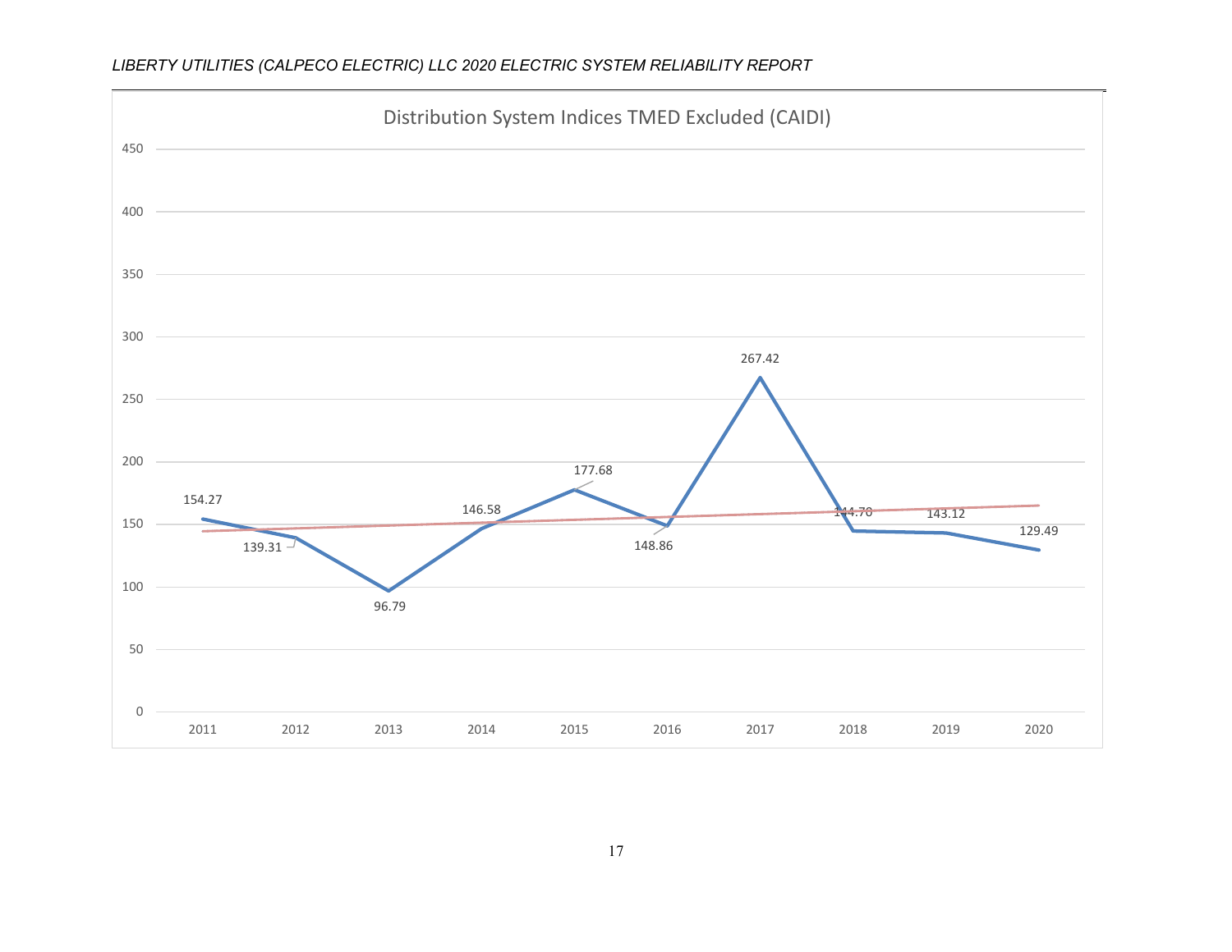Distribution System Indices TMED Excluded (CAIDI)

| Year | CAIDI |
|---|---|
| 2011 | 154.27 |
| 2012 | 139.31 |
| 2013 | 96.79 |
| 2014 | 146.58 |
| 2015 | 177.68 |
| 2016 | 148.86 |
| 2017 | 267.42 |
| 2018 | 144.70 |
| 2019 | 143.12 |
| 2020 | 129.49 |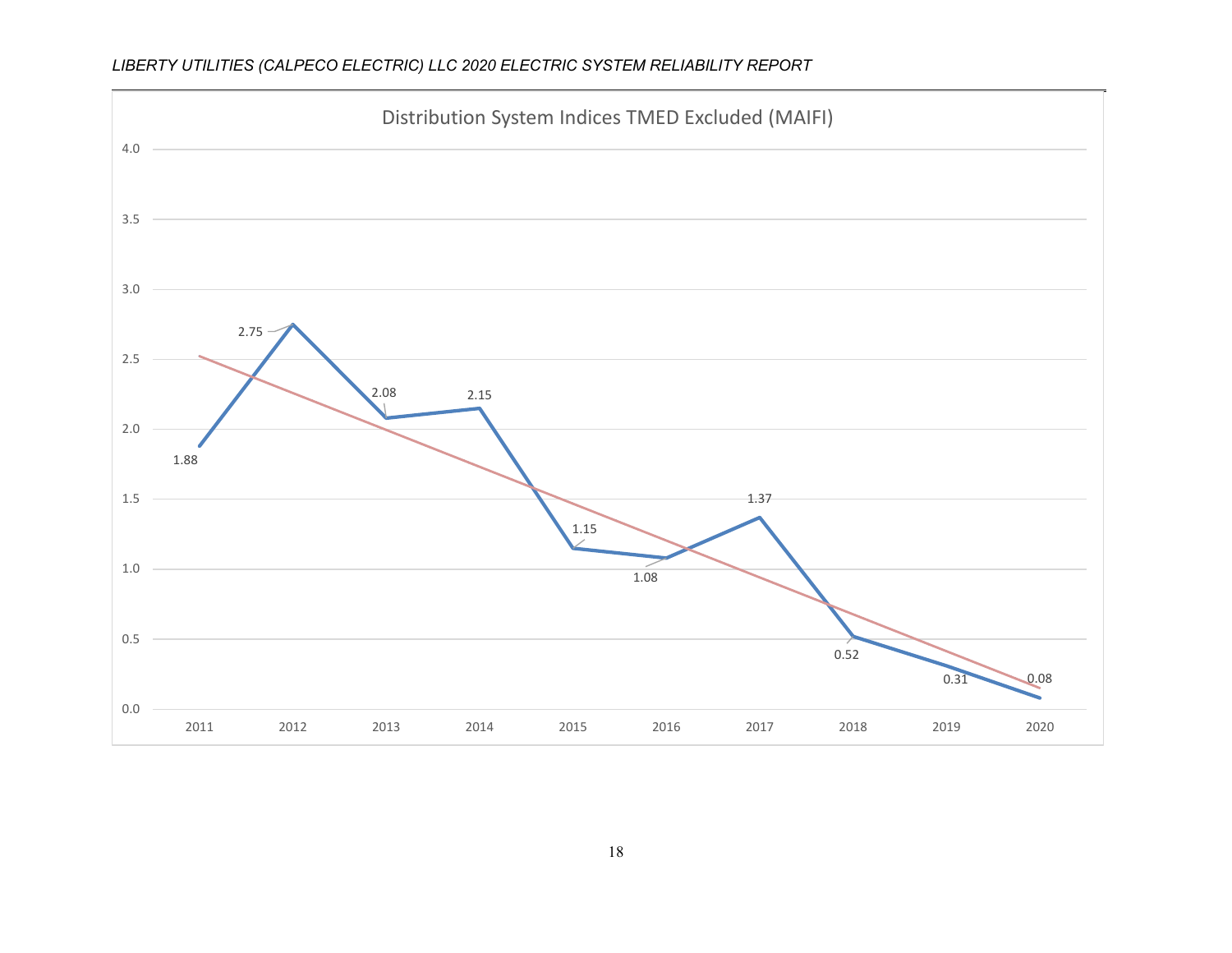Distribution System Indices TMED Excluded (MAIFI)

| Year | MAIFI |
|---|---|
| 2011 | 1.88 |
| 2012 | 2.75 |
| 2013 | 2.08 |
| 2014 | 2.15 |
| 2015 | 1.15 |
| 2016 | 1.08 |
| 2017 | 1.37 |
| 2018 | 0.52 |
| 2019 | 0.31 |
| 2020 | 0.08 |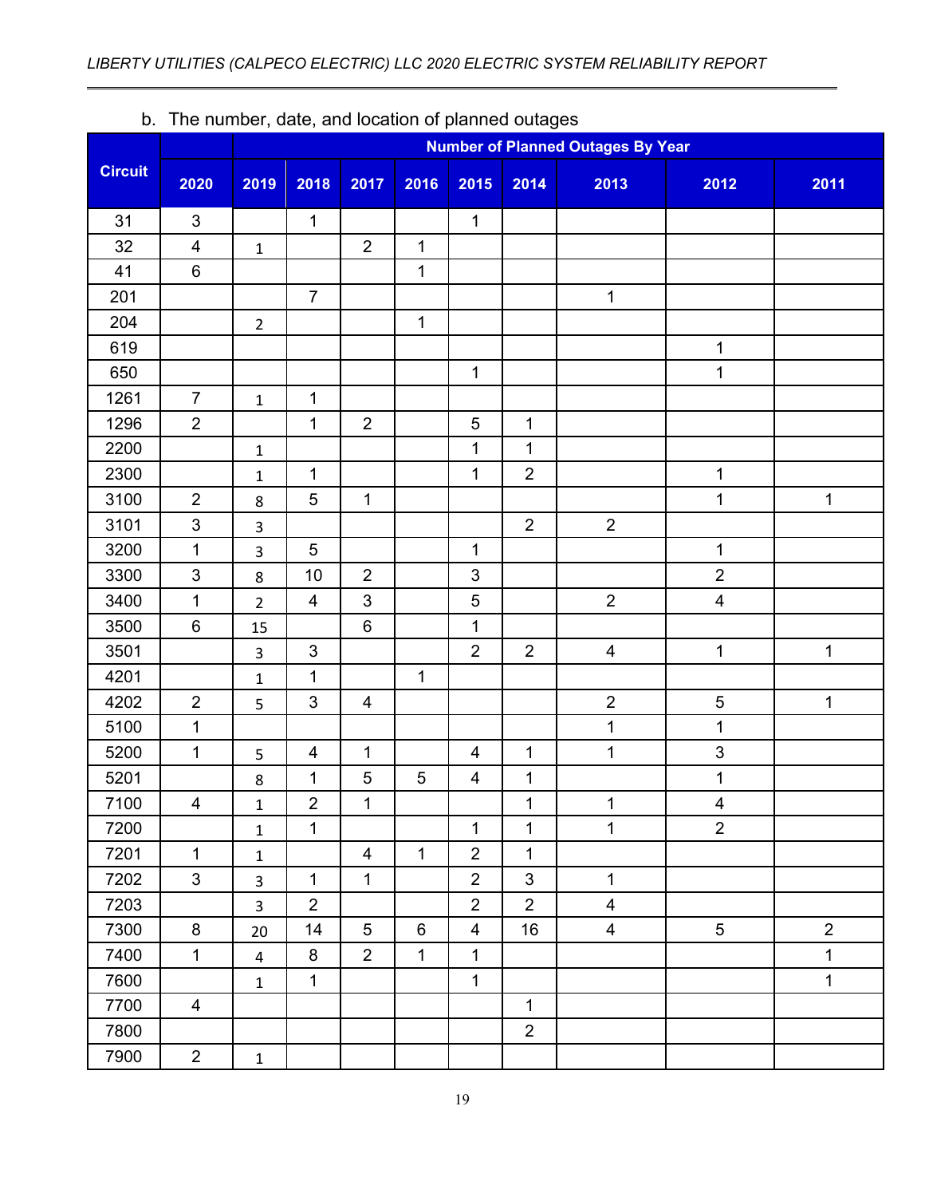b. The number, date, and location of planned outages

| Circuit | Number of Planned Outages By Year | | | | | | | | | |
|---|---|---|---|---|---|---|---|---|---|---|
| | 2020 | 2019 | 2018 | 2017 | 2016 | 2015 | 2014 | 2013 | 2012 | 2011 |
| 31 | 3 | | 1 | | | 1 | | | | |
| 32 | 4 | 1 | | 2 | 1 | | | | | |
| 41 | 6 | | | | 1 | | | | | |
| 201 | | | 7 | | | | | 1 | | |
| 204 | | 2 | | | 1 | | | | | |
| 619 | | | | | | | | | 1 | |
| 650 | | | | | | 1 | | | 1 | |
| 1261 | 7 | 1 | 1 | | | | | | | |
| 1296 | 2 | | 1 | 2 | | 5 | 1 | | | |
| 2200 | | 1 | | | | 1 | 1 | | | |
| 2300 | | 1 | 1 | | | 1 | 2 | | 1 | |
| 3100 | 2 | 8 | 5 | 1 | | | | | 1 | 1 |
| 3101 | 3 | 3 | | | | | 2 | 2 | | |
| 3200 | 1 | 3 | 5 | | | 1 | | | 1 | |
| 3300 | 3 | 8 | 10 | 2 | | 3 | | | 2 | |
| 3400 | 1 | 2 | 4 | 3 | | 5 | | 2 | 4 | |
| 3500 | 6 | 15 | | 6 | | 1 | | | | |
| 3501 | | 3 | 3 | | | 2 | 2 | 4 | 1 | 1 |
| 4201 | | 1 | 1 | | 1 | | | | | |
| 4202 | 2 | 5 | 3 | 4 | | | | 2 | 5 | 1 |
| 5100 | 1 | | | | | | | 1 | 1 | |
| 5200 | 1 | 5 | 4 | 1 | | 4 | 1 | 1 | 3 | |
| 5201 | | 8 | 1 | 5 | 5 | 4 | 1 | | 1 | |
| 7100 | 4 | 1 | 2 | 1 | | | 1 | 1 | 4 | |
| 7200 | | 1 | 1 | | | 1 | 1 | 1 | 2 | |
| 7201 | 1 | 1 | | 4 | 1 | 2 | 1 | | | |
| 7202 | 3 | 3 | 1 | 1 | | 2 | 3 | 1 | | |
| 7203 | | 3 | 2 | | | 2 | 2 | 4 | | |
| 7300 | 8 | 20 | 14 | 5 | 6 | 4 | 16 | 4 | 5 | 2 |
| 7400 | 1 | 4 | 8 | 2 | 1 | 1 | | | | 1 |
| 7600 | | 1 | 1 | | | 1 | | | | 1 |
| 7700 | 4 | | | | | | 1 | | | |
| 7800 | | | | | | | 2 | | | |
| 7900 | 2 | 1 | | | | | | | | |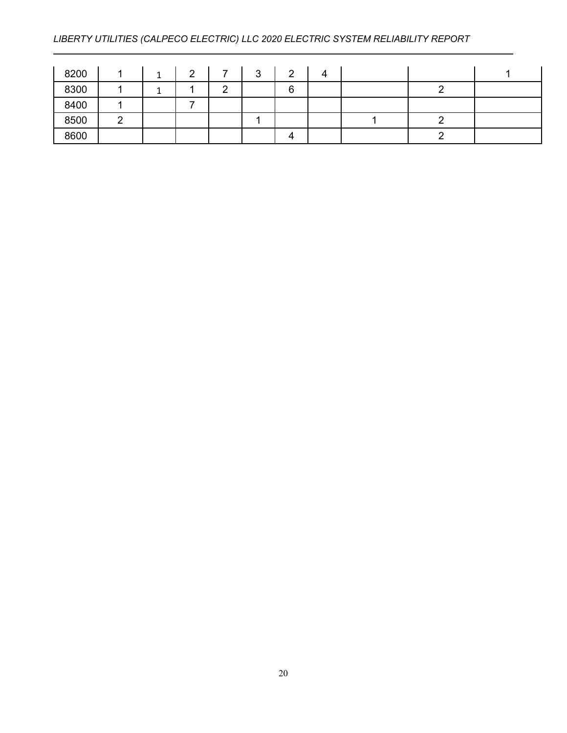| | | | | | | | | | | |
|---|---|---|---|---|---|---|---|---|---|---|
| 8200 | 1 | 1 | 2 | 7 | 3 | 2 | 4 | | | 1 |
| 8300 | 1 | 1 | 1 | 2 | | 6 | | | 2 | |
| 8400 | 1 | | 7 | | | | | | | |
| 8500 | 2 | | | | 1 | | | 1 | 2 | |
| 8600 | | | | | | 4 | | | 2 | |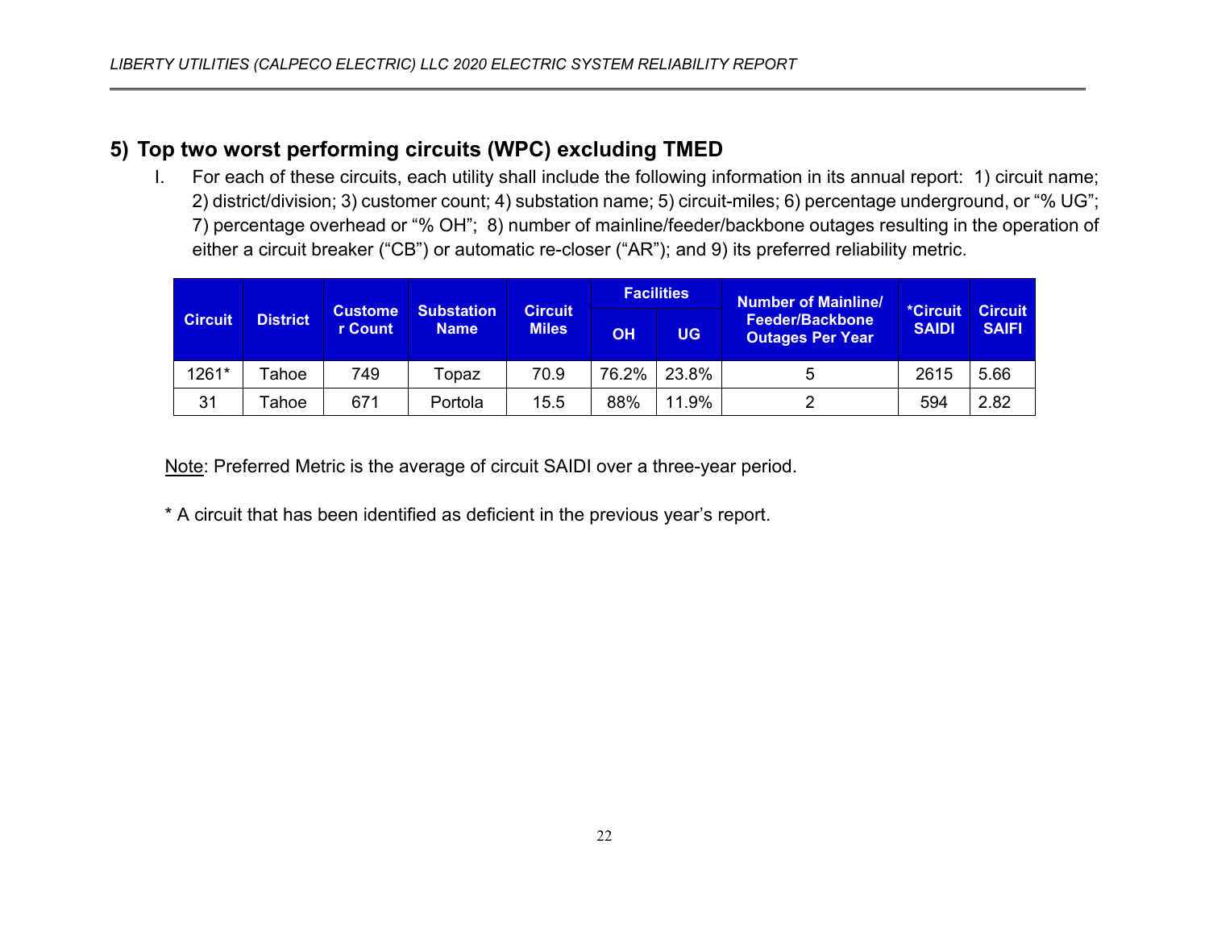## 5) Top two worst performing circuits (WPC) excluding TMED

I. For each of these circuits, each utility shall include the following information in its annual report: 1) circuit name; 2) district/division; 3) customer count; 4) substation name; 5) circuit-miles; 6) percentage underground, or “% UG”; 7) percentage overhead or “% OH”; 8) number of mainline/feeder/backbone outages resulting in the operation of either a circuit breaker (“CB”) or automatic re-closer (“AR”); and 9) its preferred reliability metric.

| Circuit | District | Customer Count | Substation Name | Circuit Miles | Facilities | | Number of Mainline/ Feeder/Backbone Outages Per Year | *Circuit SAIDI | Circuit SAIFI |
|---|---|---|---|---|---|---|---|---|---|
| | | | | | OH | UG | | | |
| 1261* | Tahoe | 749 | Topaz | 70.9 | 76.2% | 23.8% | 5 | 2615 | 5.66 |
| 31 | Tahoe | 671 | Portola | 15.5 | 88% | 11.9% | 2 | 594 | 2.82 |

Note: Preferred Metric is the average of circuit SAIDI over a three-year period.

* A circuit that has been identified as deficient in the previous year’s report.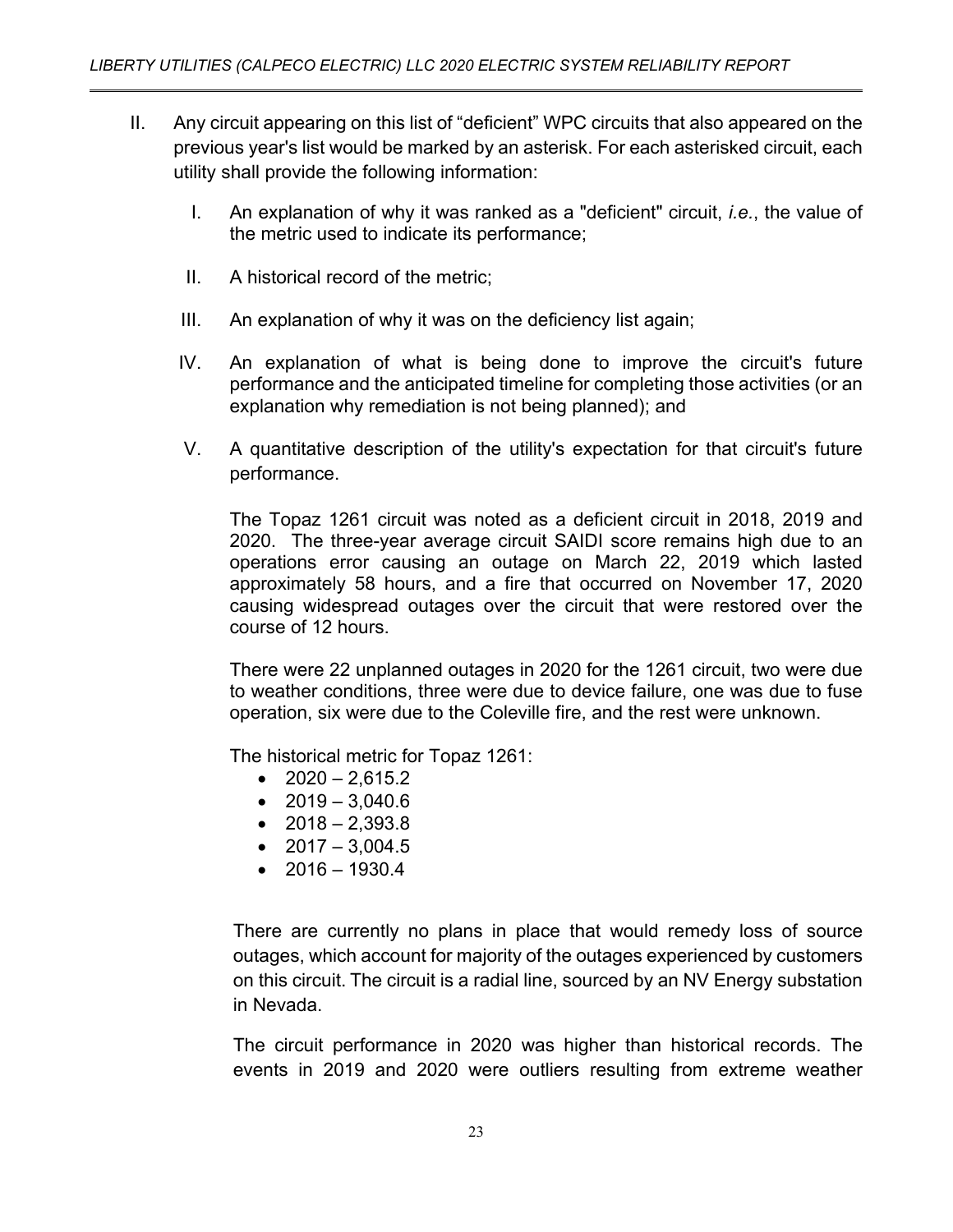II. Any circuit appearing on this list of "deficient" WPC circuits that also appeared on the previous year's list would be marked by an asterisk. For each asterisked circuit, each utility shall provide the following information:

   I. An explanation of why it was ranked as a "deficient" circuit, *i.e.*, the value of the metric used to indicate its performance;

   II. A historical record of the metric;

   III. An explanation of why it was on the deficiency list again;

   IV. An explanation of what is being done to improve the circuit's future performance and the anticipated timeline for completing those activities (or an explanation why remediation is not being planned); and

   V. A quantitative description of the utility's expectation for that circuit's future performance.

   The Topaz 1261 circuit was noted as a deficient circuit in 2018, 2019 and 2020. The three-year average circuit SAIDI score remains high due to an operations error causing an outage on March 22, 2019 which lasted approximately 58 hours, and a fire that occurred on November 17, 2020 causing widespread outages over the circuit that were restored over the course of 12 hours.

   There were 22 unplanned outages in 2020 for the 1261 circuit, two were due to weather conditions, three were due to device failure, one was due to fuse operation, six were due to the Coleville fire, and the rest were unknown.

   The historical metric for Topaz 1261:

   - 2020 – 2,615.2
   - 2019 – 3,040.6
   - 2018 – 2,393.8
   - 2017 – 3,004.5
   - 2016 – 1930.4

   There are currently no plans in place that would remedy loss of source outages, which account for majority of the outages experienced by customers on this circuit. The circuit is a radial line, sourced by an NV Energy substation in Nevada.

   The circuit performance in 2020 was higher than historical records. The events in 2019 and 2020 were outliers resulting from extreme weather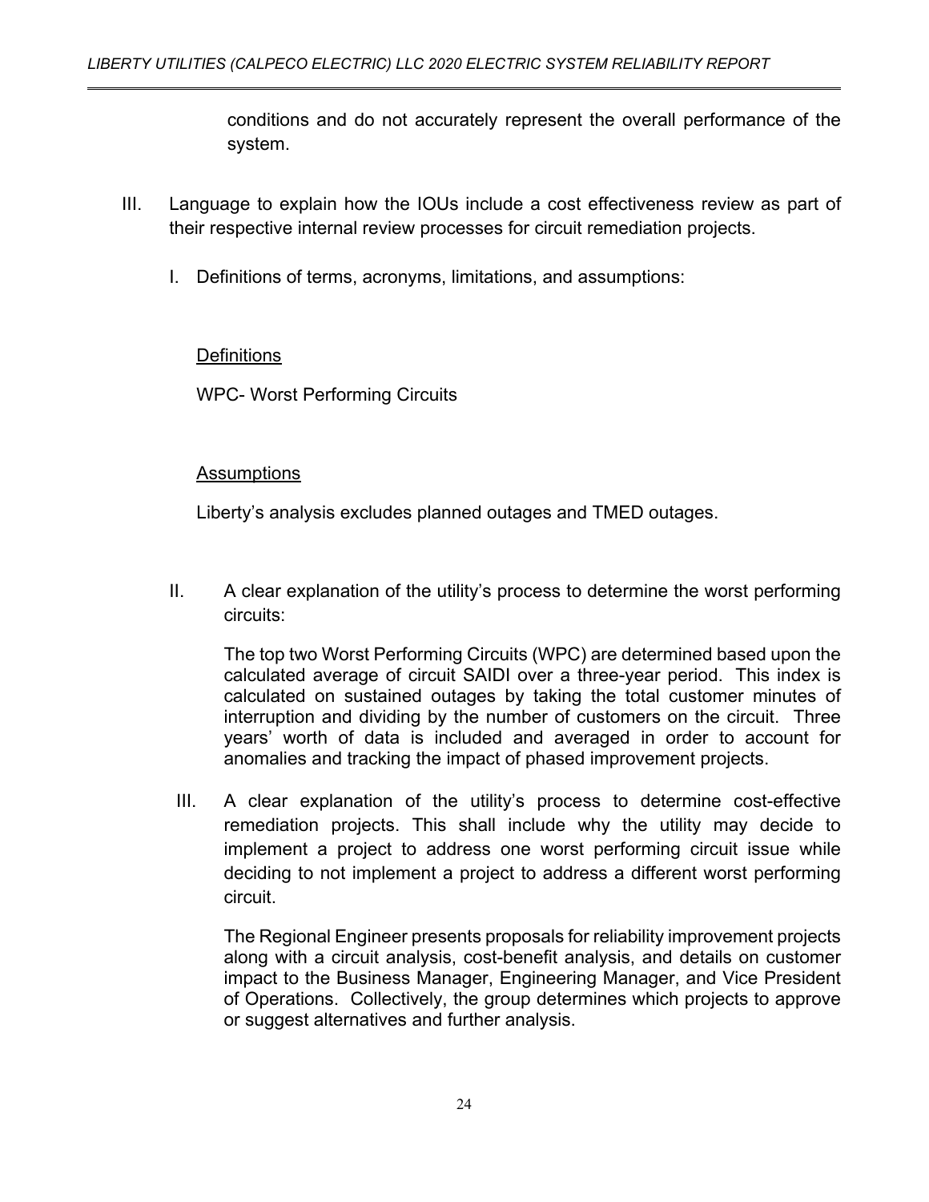conditions and do not accurately represent the overall performance of the system.

III. Language to explain how the IOUs include a cost effectiveness review as part of their respective internal review processes for circuit remediation projects.

   I. Definitions of terms, acronyms, limitations, and assumptions:

   <u>Definitions</u>

   WPC- Worst Performing Circuits

   <u>Assumptions</u>

   Liberty's analysis excludes planned outages and TMED outages.

   II. A clear explanation of the utility's process to determine the worst performing circuits:

   The top two Worst Performing Circuits (WPC) are determined based upon the calculated average of circuit SAIDI over a three-year period. This index is calculated on sustained outages by taking the total customer minutes of interruption and dividing by the number of customers on the circuit. Three years' worth of data is included and averaged in order to account for anomalies and tracking the impact of phased improvement projects.

   III. A clear explanation of the utility's process to determine cost-effective remediation projects. This shall include why the utility may decide to implement a project to address one worst performing circuit issue while deciding to not implement a project to address a different worst performing circuit.

   The Regional Engineer presents proposals for reliability improvement projects along with a circuit analysis, cost-benefit analysis, and details on customer impact to the Business Manager, Engineering Manager, and Vice President of Operations. Collectively, the group determines which projects to approve or suggest alternatives and further analysis.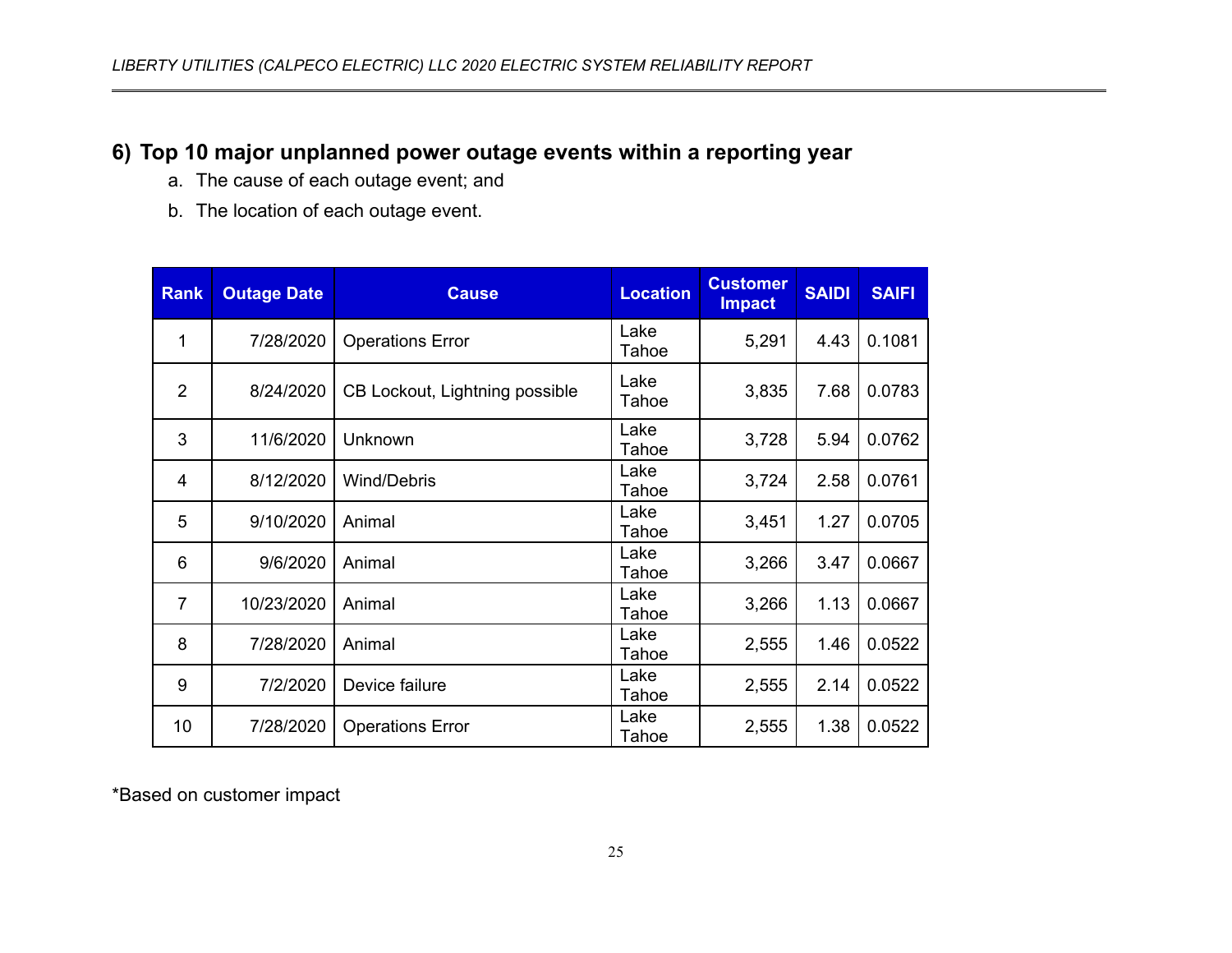## 6) Top 10 major unplanned power outage events within a reporting year

a. The cause of each outage event; and
b. The location of each outage event.

| Rank | Outage Date | Cause | Location | Customer Impact | SAIDI | SAIFI |
|---|---|---|---|---|---|---|
| 1 | 7/28/2020 | Operations Error | Lake Tahoe | 5,291 | 4.43 | 0.1081 |
| 2 | 8/24/2020 | CB Lockout, Lightning possible | Lake Tahoe | 3,835 | 7.68 | 0.0783 |
| 3 | 11/6/2020 | Unknown | Lake Tahoe | 3,728 | 5.94 | 0.0762 |
| 4 | 8/12/2020 | Wind/Debris | Lake Tahoe | 3,724 | 2.58 | 0.0761 |
| 5 | 9/10/2020 | Animal | Lake Tahoe | 3,451 | 1.27 | 0.0705 |
| 6 | 9/6/2020 | Animal | Lake Tahoe | 3,266 | 3.47 | 0.0667 |
| 7 | 10/23/2020 | Animal | Lake Tahoe | 3,266 | 1.13 | 0.0667 |
| 8 | 7/28/2020 | Animal | Lake Tahoe | 2,555 | 1.46 | 0.0522 |
| 9 | 7/2/2020 | Device failure | Lake Tahoe | 2,555 | 2.14 | 0.0522 |
| 10 | 7/28/2020 | Operations Error | Lake Tahoe | 2,555 | 1.38 | 0.0522 |

*Based on customer impact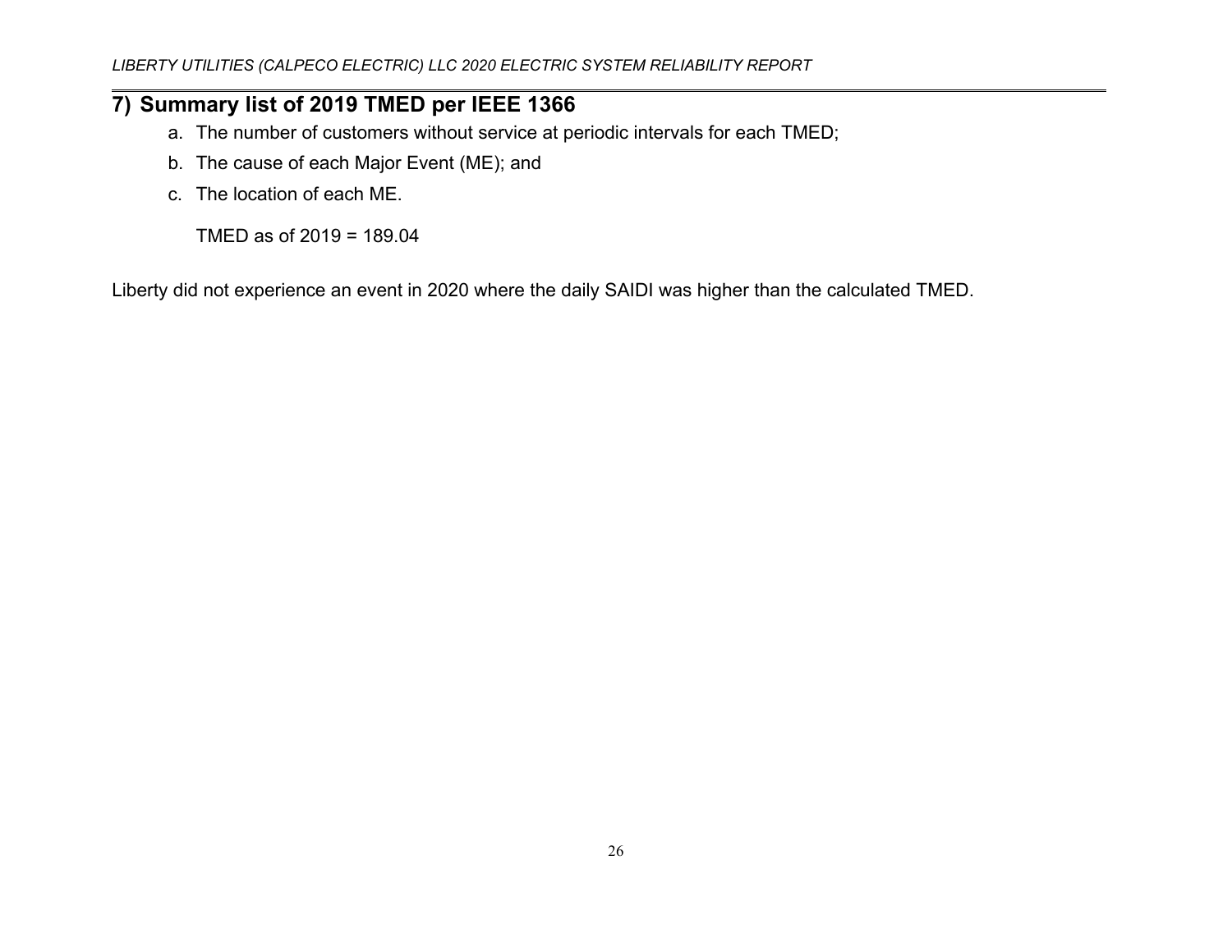## 7) Summary list of 2019 TMED per IEEE 1366

a. The number of customers without service at periodic intervals for each TMED;

b. The cause of each Major Event (ME); and

c. The location of each ME.

TMED as of 2019 = 189.04

Liberty did not experience an event in 2020 where the daily SAIDI was higher than the calculated TMED.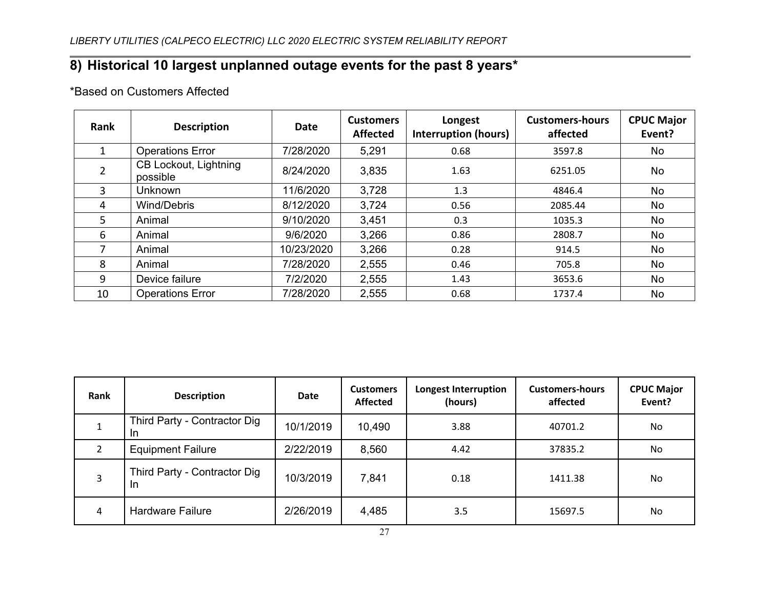## 8) Historical 10 largest unplanned outage events for the past 8 years*

*Based on Customers Affected

| Rank | Description | Date | Customers Affected | Longest Interruption (hours) | Customers-hours affected | CPUC Major Event? |
|---|---|---|---|---|---|---|
| 1 | Operations Error | 7/28/2020 | 5,291 | 0.68 | 3597.8 | No |
| 2 | CB Lockout, Lightning possible | 8/24/2020 | 3,835 | 1.63 | 6251.05 | No |
| 3 | Unknown | 11/6/2020 | 3,728 | 1.3 | 4846.4 | No |
| 4 | Wind/Debris | 8/12/2020 | 3,724 | 0.56 | 2085.44 | No |
| 5 | Animal | 9/10/2020 | 3,451 | 0.3 | 1035.3 | No |
| 6 | Animal | 9/6/2020 | 3,266 | 0.86 | 2808.7 | No |
| 7 | Animal | 10/23/2020 | 3,266 | 0.28 | 914.5 | No |
| 8 | Animal | 7/28/2020 | 2,555 | 0.46 | 705.8 | No |
| 9 | Device failure | 7/2/2020 | 2,555 | 1.43 | 3653.6 | No |
| 10 | Operations Error | 7/28/2020 | 2,555 | 0.68 | 1737.4 | No |

| Rank | Description | Date | Customers Affected | Longest Interruption (hours) | Customers-hours affected | CPUC Major Event? |
|---|---|---|---|---|---|---|
| 1 | Third Party - Contractor Dig In | 10/1/2019 | 10,490 | 3.88 | 40701.2 | No |
| 2 | Equipment Failure | 2/22/2019 | 8,560 | 4.42 | 37835.2 | No |
| 3 | Third Party - Contractor Dig In | 10/3/2019 | 7,841 | 0.18 | 1411.38 | No |
| 4 | Hardware Failure | 2/26/2019 | 4,485 | 3.5 | 15697.5 | No |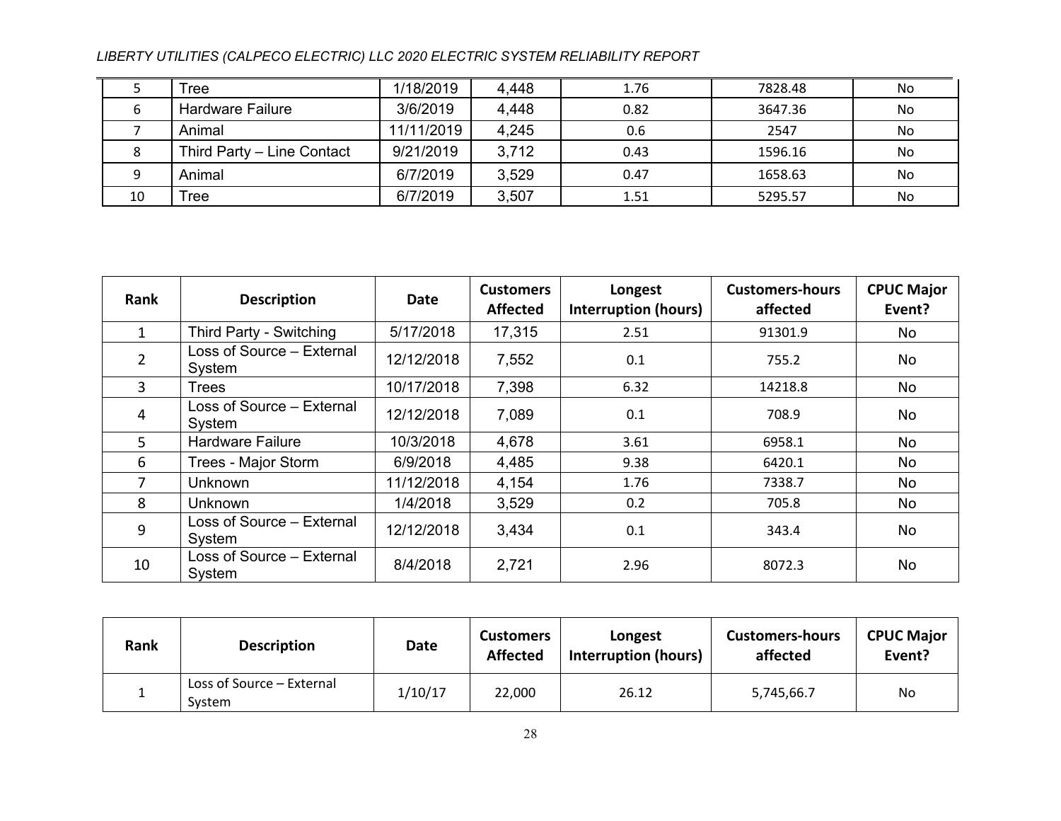| 5 | Tree | 1/18/2019 | 4,448 | 1.76 | 7828.48 | No |
|---|---|---|---|---|---|---|
| 6 | Hardware Failure | 3/6/2019 | 4,448 | 0.82 | 3647.36 | No |
| 7 | Animal | 11/11/2019 | 4,245 | 0.6 | 2547 | No |
| 8 | Third Party – Line Contact | 9/21/2019 | 3,712 | 0.43 | 1596.16 | No |
| 9 | Animal | 6/7/2019 | 3,529 | 0.47 | 1658.63 | No |
| 10 | Tree | 6/7/2019 | 3,507 | 1.51 | 5295.57 | No |

| Rank | Description | Date | Customers Affected | Longest Interruption (hours) | Customers-hours affected | CPUC Major Event? |
|---|---|---|---|---|---|---|
| 1 | Third Party - Switching | 5/17/2018 | 17,315 | 2.51 | 91301.9 | No |
| 2 | Loss of Source – External System | 12/12/2018 | 7,552 | 0.1 | 755.2 | No |
| 3 | Trees | 10/17/2018 | 7,398 | 6.32 | 14218.8 | No |
| 4 | Loss of Source – External System | 12/12/2018 | 7,089 | 0.1 | 708.9 | No |
| 5 | Hardware Failure | 10/3/2018 | 4,678 | 3.61 | 6958.1 | No |
| 6 | Trees - Major Storm | 6/9/2018 | 4,485 | 9.38 | 6420.1 | No |
| 7 | Unknown | 11/12/2018 | 4,154 | 1.76 | 7338.7 | No |
| 8 | Unknown | 1/4/2018 | 3,529 | 0.2 | 705.8 | No |
| 9 | Loss of Source – External System | 12/12/2018 | 3,434 | 0.1 | 343.4 | No |
| 10 | Loss of Source – External System | 8/4/2018 | 2,721 | 2.96 | 8072.3 | No |

| Rank | Description | Date | Customers Affected | Longest Interruption (hours) | Customers-hours affected | CPUC Major Event? |
|---|---|---|---|---|---|---|
| 1 | Loss of Source – External System | 1/10/17 | 22,000 | 26.12 | 5,745,66.7 | No |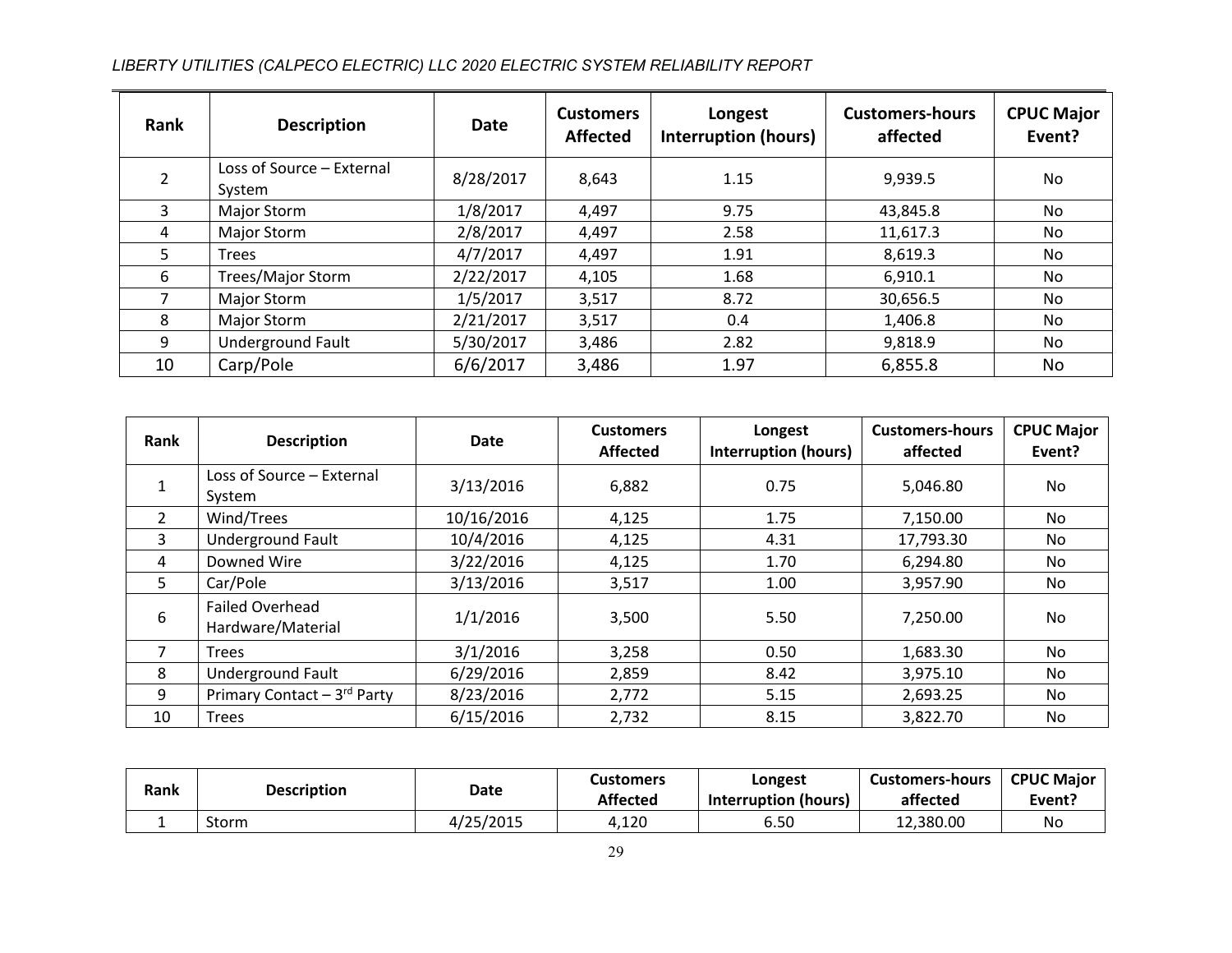| Rank | Description | Date | Customers Affected | Longest Interruption (hours) | Customers-hours affected | CPUC Major Event? |
|---|---|---|---|---|---|---|
| 2 | Loss of Source – External System | 8/28/2017 | 8,643 | 1.15 | 9,939.5 | No |
| 3 | Major Storm | 1/8/2017 | 4,497 | 9.75 | 43,845.8 | No |
| 4 | Major Storm | 2/8/2017 | 4,497 | 2.58 | 11,617.3 | No |
| 5 | Trees | 4/7/2017 | 4,497 | 1.91 | 8,619.3 | No |
| 6 | Trees/Major Storm | 2/22/2017 | 4,105 | 1.68 | 6,910.1 | No |
| 7 | Major Storm | 1/5/2017 | 3,517 | 8.72 | 30,656.5 | No |
| 8 | Major Storm | 2/21/2017 | 3,517 | 0.4 | 1,406.8 | No |
| 9 | Underground Fault | 5/30/2017 | 3,486 | 2.82 | 9,818.9 | No |
| 10 | Carp/Pole | 6/6/2017 | 3,486 | 1.97 | 6,855.8 | No |

| Rank | Description | Date | Customers Affected | Longest Interruption (hours) | Customers-hours affected | CPUC Major Event? |
|---|---|---|---|---|---|---|
| 1 | Loss of Source – External System | 3/13/2016 | 6,882 | 0.75 | 5,046.80 | No |
| 2 | Wind/Trees | 10/16/2016 | 4,125 | 1.75 | 7,150.00 | No |
| 3 | Underground Fault | 10/4/2016 | 4,125 | 4.31 | 17,793.30 | No |
| 4 | Downed Wire | 3/22/2016 | 4,125 | 1.70 | 6,294.80 | No |
| 5 | Car/Pole | 3/13/2016 | 3,517 | 1.00 | 3,957.90 | No |
| 6 | Failed Overhead Hardware/Material | 1/1/2016 | 3,500 | 5.50 | 7,250.00 | No |
| 7 | Trees | 3/1/2016 | 3,258 | 0.50 | 1,683.30 | No |
| 8 | Underground Fault | 6/29/2016 | 2,859 | 8.42 | 3,975.10 | No |
| 9 | Primary Contact – 3rd Party | 8/23/2016 | 2,772 | 5.15 | 2,693.25 | No |
| 10 | Trees | 6/15/2016 | 2,732 | 8.15 | 3,822.70 | No |

| Rank | Description | Date | Customers Affected | Longest Interruption (hours) | Customers-hours affected | CPUC Major Event? |
|---|---|---|---|---|---|---|
| 1 | Storm | 4/25/2015 | 4,120 | 6.50 | 12,380.00 | No |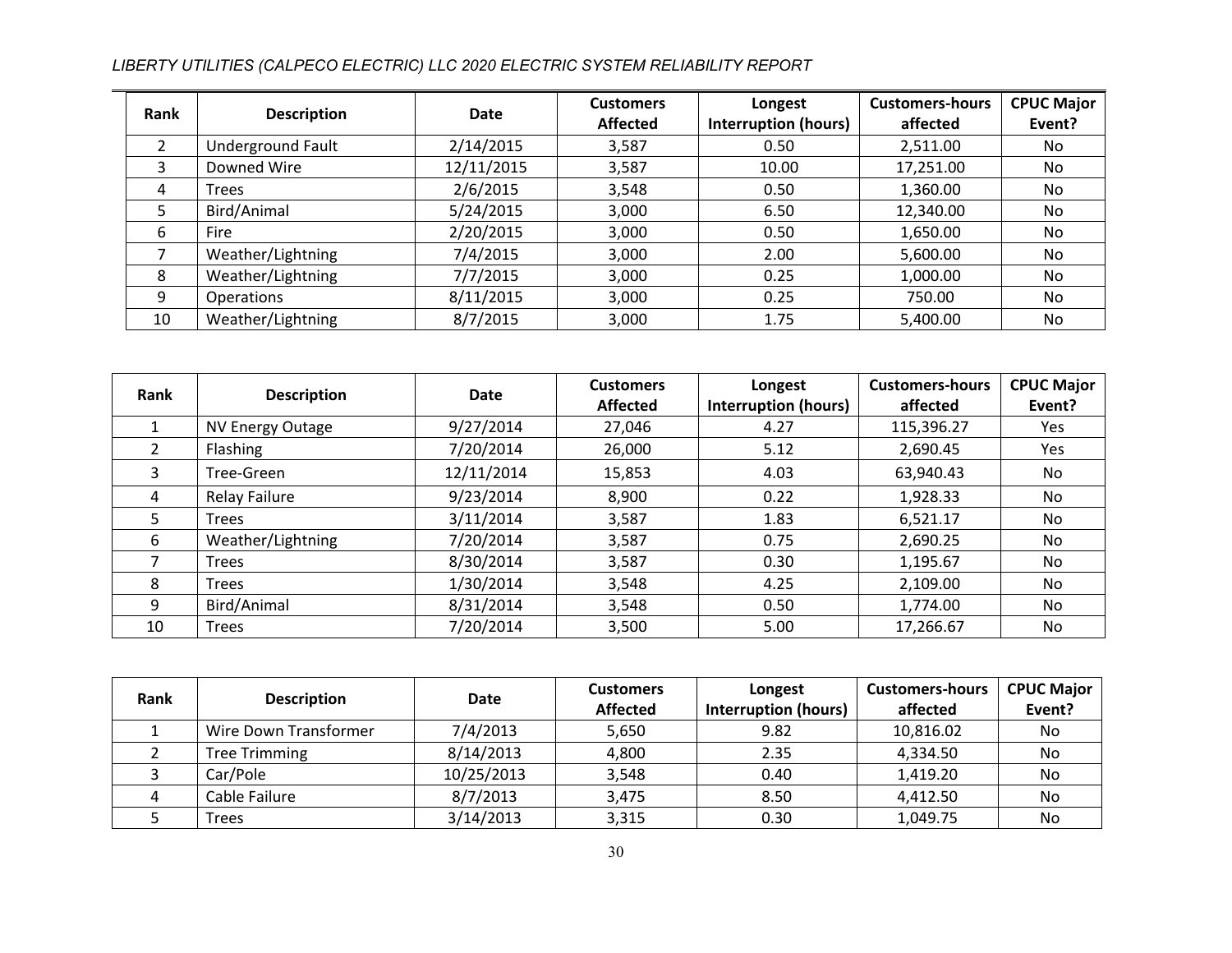| Rank | Description | Date | Customers Affected | Longest Interruption (hours) | Customers-hours affected | CPUC Major Event? |
|---|---|---|---|---|---|---|
| 2 | Underground Fault | 2/14/2015 | 3,587 | 0.50 | 2,511.00 | No |
| 3 | Downed Wire | 12/11/2015 | 3,587 | 10.00 | 17,251.00 | No |
| 4 | Trees | 2/6/2015 | 3,548 | 0.50 | 1,360.00 | No |
| 5 | Bird/Animal | 5/24/2015 | 3,000 | 6.50 | 12,340.00 | No |
| 6 | Fire | 2/20/2015 | 3,000 | 0.50 | 1,650.00 | No |
| 7 | Weather/Lightning | 7/4/2015 | 3,000 | 2.00 | 5,600.00 | No |
| 8 | Weather/Lightning | 7/7/2015 | 3,000 | 0.25 | 1,000.00 | No |
| 9 | Operations | 8/11/2015 | 3,000 | 0.25 | 750.00 | No |
| 10 | Weather/Lightning | 8/7/2015 | 3,000 | 1.75 | 5,400.00 | No |

| Rank | Description | Date | Customers Affected | Longest Interruption (hours) | Customers-hours affected | CPUC Major Event? |
|---|---|---|---|---|---|---|
| 1 | NV Energy Outage | 9/27/2014 | 27,046 | 4.27 | 115,396.27 | Yes |
| 2 | Flashing | 7/20/2014 | 26,000 | 5.12 | 2,690.45 | Yes |
| 3 | Tree-Green | 12/11/2014 | 15,853 | 4.03 | 63,940.43 | No |
| 4 | Relay Failure | 9/23/2014 | 8,900 | 0.22 | 1,928.33 | No |
| 5 | Trees | 3/11/2014 | 3,587 | 1.83 | 6,521.17 | No |
| 6 | Weather/Lightning | 7/20/2014 | 3,587 | 0.75 | 2,690.25 | No |
| 7 | Trees | 8/30/2014 | 3,587 | 0.30 | 1,195.67 | No |
| 8 | Trees | 1/30/2014 | 3,548 | 4.25 | 2,109.00 | No |
| 9 | Bird/Animal | 8/31/2014 | 3,548 | 0.50 | 1,774.00 | No |
| 10 | Trees | 7/20/2014 | 3,500 | 5.00 | 17,266.67 | No |

| Rank | Description | Date | Customers Affected | Longest Interruption (hours) | Customers-hours affected | CPUC Major Event? |
|---|---|---|---|---|---|---|
| 1 | Wire Down Transformer | 7/4/2013 | 5,650 | 9.82 | 10,816.02 | No |
| 2 | Tree Trimming | 8/14/2013 | 4,800 | 2.35 | 4,334.50 | No |
| 3 | Car/Pole | 10/25/2013 | 3,548 | 0.40 | 1,419.20 | No |
| 4 | Cable Failure | 8/7/2013 | 3,475 | 8.50 | 4,412.50 | No |
| 5 | Trees | 3/14/2013 | 3,315 | 0.30 | 1,049.75 | No |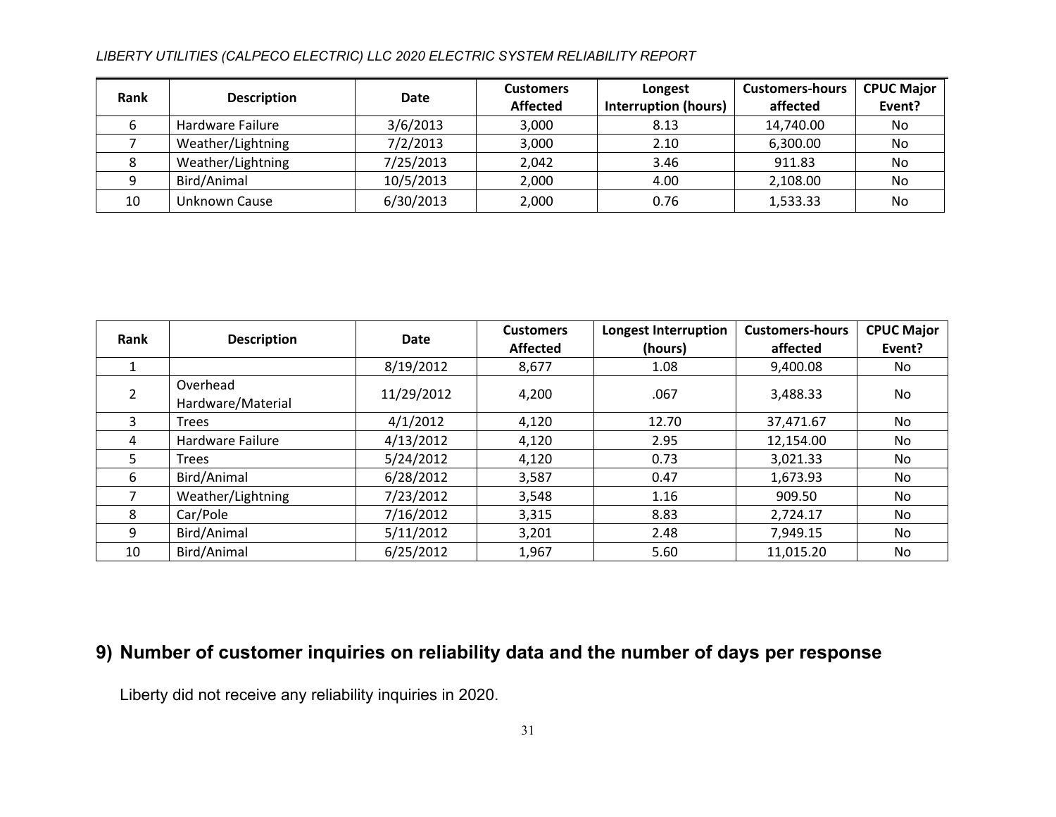| Rank | Description | Date | Customers Affected | Longest Interruption (hours) | Customers-hours affected | CPUC Major Event? |
|---|---|---|---|---|---|---|
| 6 | Hardware Failure | 3/6/2013 | 3,000 | 8.13 | 14,740.00 | No |
| 7 | Weather/Lightning | 7/2/2013 | 3,000 | 2.10 | 6,300.00 | No |
| 8 | Weather/Lightning | 7/25/2013 | 2,042 | 3.46 | 911.83 | No |
| 9 | Bird/Animal | 10/5/2013 | 2,000 | 4.00 | 2,108.00 | No |
| 10 | Unknown Cause | 6/30/2013 | 2,000 | 0.76 | 1,533.33 | No |

| Rank | Description | Date | Customers Affected | Longest Interruption (hours) | Customers-hours affected | CPUC Major Event? |
|---|---|---|---|---|---|---|
| 1 | | 8/19/2012 | 8,677 | 1.08 | 9,400.08 | No |
| 2 | Overhead Hardware/Material | 11/29/2012 | 4,200 | .067 | 3,488.33 | No |
| 3 | Trees | 4/1/2012 | 4,120 | 12.70 | 37,471.67 | No |
| 4 | Hardware Failure | 4/13/2012 | 4,120 | 2.95 | 12,154.00 | No |
| 5 | Trees | 5/24/2012 | 4,120 | 0.73 | 3,021.33 | No |
| 6 | Bird/Animal | 6/28/2012 | 3,587 | 0.47 | 1,673.93 | No |
| 7 | Weather/Lightning | 7/23/2012 | 3,548 | 1.16 | 909.50 | No |
| 8 | Car/Pole | 7/16/2012 | 3,315 | 8.83 | 2,724.17 | No |
| 9 | Bird/Animal | 5/11/2012 | 3,201 | 2.48 | 7,949.15 | No |
| 10 | Bird/Animal | 6/25/2012 | 1,967 | 5.60 | 11,015.20 | No |

## 9) Number of customer inquiries on reliability data and the number of days per response

Liberty did not receive any reliability inquiries in 2020.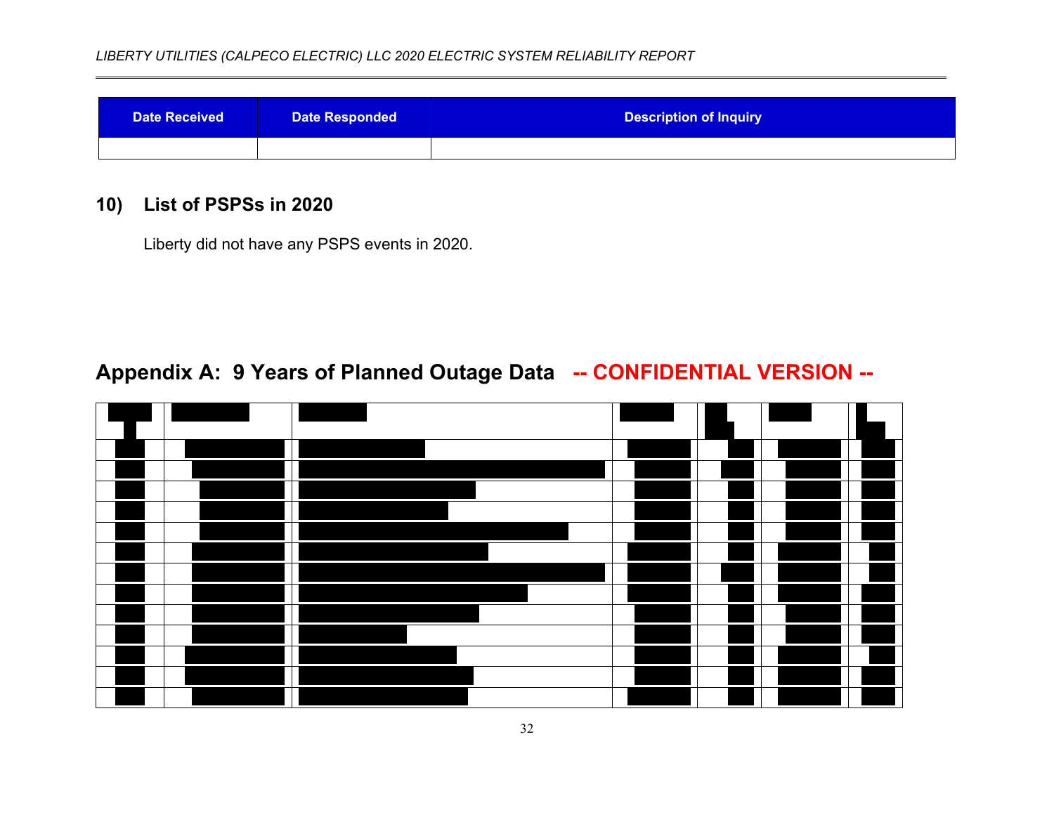| Date Received | Date Responded | Description of Inquiry |
|---|---|---|
| | | |

## 10) List of PSPSs in 2020

Liberty did not have any PSPS events in 2020.

## Appendix A: 9 Years of Planned Outage Data -- CONFIDENTIAL VERSION --

| | | | | | | |
|---|---|---|---|---|---|---|
| | | | | | | |
| | | | | | | |
| | | | | | | |
| | | | | | | |
| | | | | | | |
| | | | | | | |
| | | | | | | |
| | | | | | | |
| | | | | | | |
| | | | | | | |
| | | | | | | |
| | | | | | | |
| | | | | | | |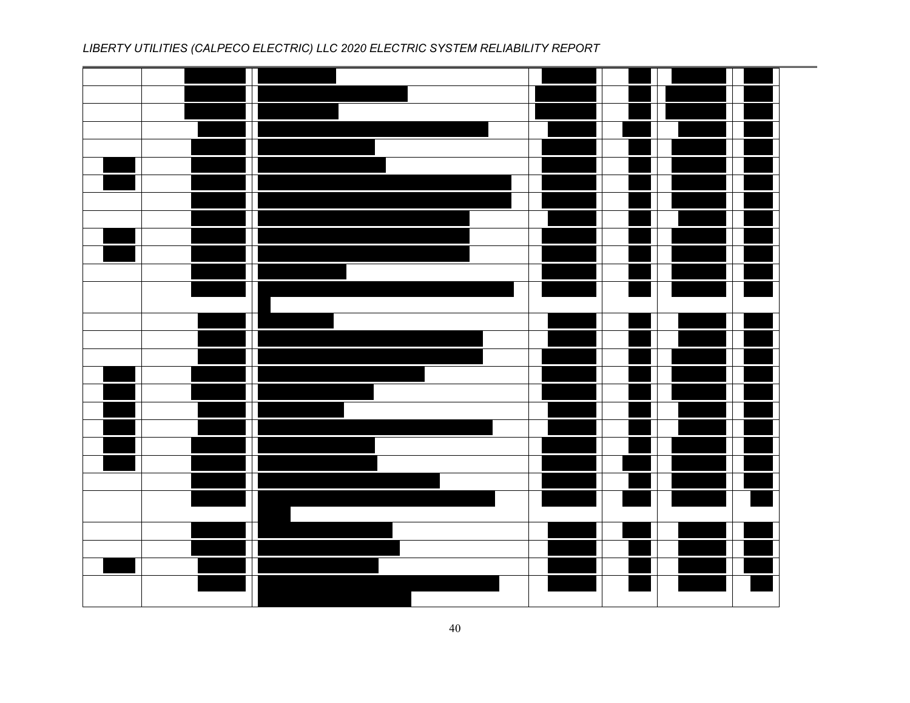LIBERTY UTILITIES (CALPECO ELECTRIC) LLC 2020 ELECTRIC SYSTEM RELIABILITY REPORT